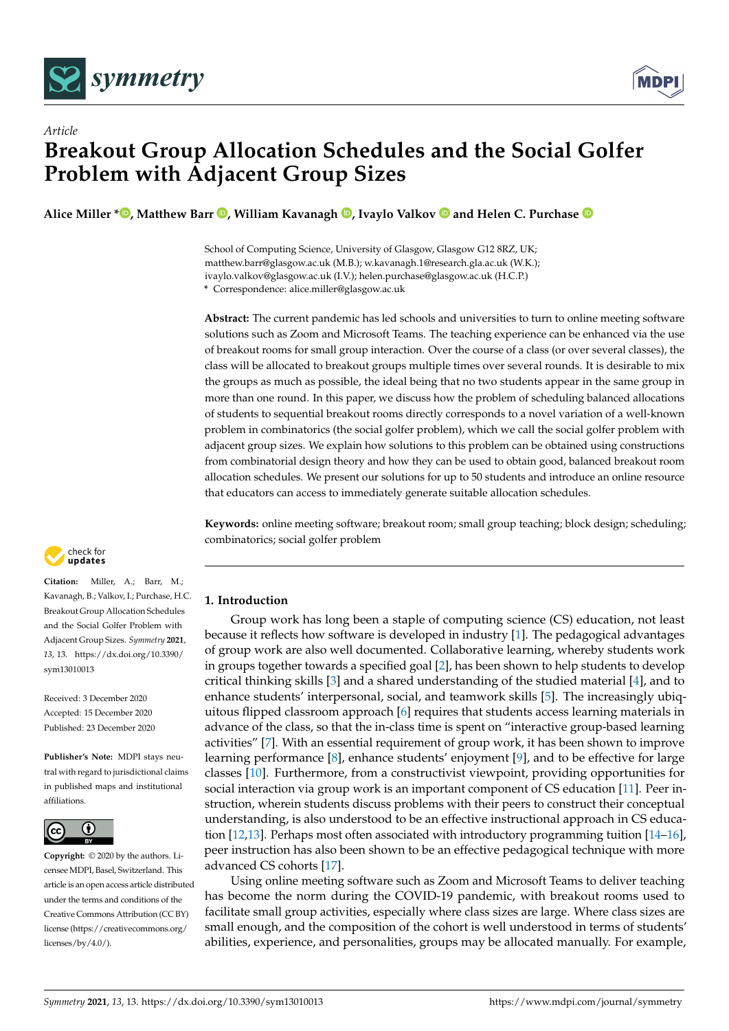*Article*

# Breakout Group Allocation Schedules and the Social Golfer Problem with Adjacent Group Sizes

**Alice Miller \*, Matthew Barr, William Kavanagh, Ivaylo Valkov and Helen C. Purchase**

School of Computing Science, University of Glasgow, Glasgow G12 8RZ, UK; matthew.barr@glasgow.ac.uk (M.B.); w.kavanagh.1@research.gla.ac.uk (W.K.); ivaylo.valkov@glasgow.ac.uk (I.V.); helen.purchase@glasgow.ac.uk (H.C.P.)
\* Correspondence: alice.miller@glasgow.ac.uk

**Abstract:** The current pandemic has led schools and universities to turn to online meeting software solutions such as Zoom and Microsoft Teams. The teaching experience can be enhanced via the use of breakout rooms for small group interaction. Over the course of a class (or over several classes), the class will be allocated to breakout groups multiple times over several rounds. It is desirable to mix the groups as much as possible, the ideal being that no two students appear in the same group in more than one round. In this paper, we discuss how the problem of scheduling balanced allocations of students to sequential breakout rooms directly corresponds to a novel variation of a well-known problem in combinatorics (the social golfer problem), which we call the social golfer problem with adjacent group sizes. We explain how solutions to this problem can be obtained using constructions from combinatorial design theory and how they can be used to obtain good, balanced breakout room allocation schedules. We present our solutions for up to 50 students and introduce an online resource that educators can access to immediately generate suitable allocation schedules.

**Keywords:** online meeting software; breakout room; small group teaching; block design; scheduling; combinatorics; social golfer problem

**Citation:** Miller, A.; Barr, M.; Kavanagh, B.; Valkov, I.; Purchase, H.C. Breakout Group Allocation Schedules and the Social Golfer Problem with Adjacent Group Sizes. *Symmetry* **2021**, *13*, 13. https://dx.doi.org/10.3390/sym13010013

Received: 3 December 2020
Accepted: 15 December 2020
Published: 23 December 2020

**Publisher's Note:** MDPI stays neutral with regard to jurisdictional claims in published maps and institutional affiliations.

**Copyright:** © 2020 by the authors. Licensee MDPI, Basel, Switzerland. This article is an open access article distributed under the terms and conditions of the Creative Commons Attribution (CC BY) license (https://creativecommons.org/licenses/by/4.0/).

## 1. Introduction

Group work has long been a staple of computing science (CS) education, not least because it reflects how software is developed in industry [1]. The pedagogical advantages of group work are also well documented. Collaborative learning, whereby students work in groups together towards a specified goal [2], has been shown to help students to develop critical thinking skills [3] and a shared understanding of the studied material [4], and to enhance students' interpersonal, social, and teamwork skills [5]. The increasingly ubiquitous flipped classroom approach [6] requires that students access learning materials in advance of the class, so that the in-class time is spent on "interactive group-based learning activities" [7]. With an essential requirement of group work, it has been shown to improve learning performance [8], enhance students' enjoyment [9], and to be effective for large classes [10]. Furthermore, from a constructivist viewpoint, providing opportunities for social interaction via group work is an important component of CS education [11]. Peer instruction, wherein students discuss problems with their peers to construct their conceptual understanding, is also understood to be an effective instructional approach in CS education [12,13]. Perhaps most often associated with introductory programming tuition [14–16], peer instruction has also been shown to be an effective pedagogical technique with more advanced CS cohorts [17].

Using online meeting software such as Zoom and Microsoft Teams to deliver teaching has become the norm during the COVID-19 pandemic, with breakout rooms used to facilitate small group activities, especially where class sizes are large. Where class sizes are small enough, and the composition of the cohort is well understood in terms of students' abilities, experience, and personalities, groups may be allocated manually. For example,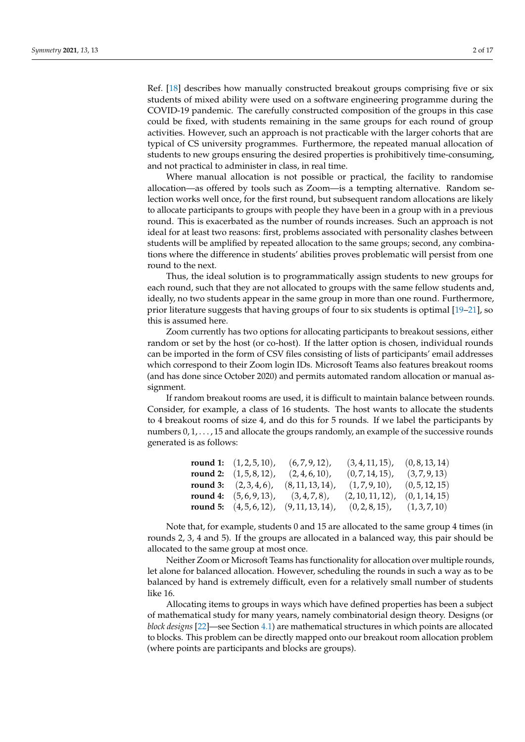Ref. [18] describes how manually constructed breakout groups comprising five or six students of mixed ability were used on a software engineering programme during the COVID-19 pandemic. The carefully constructed composition of the groups in this case could be fixed, with students remaining in the same groups for each round of group activities. However, such an approach is not practicable with the larger cohorts that are typical of CS university programmes. Furthermore, the repeated manual allocation of students to new groups ensuring the desired properties is prohibitively time-consuming, and not practical to administer in class, in real time.

Where manual allocation is not possible or practical, the facility to randomise allocation—as offered by tools such as Zoom—is a tempting alternative. Random selection works well once, for the first round, but subsequent random allocations are likely to allocate participants to groups with people they have been in a group with in a previous round. This is exacerbated as the number of rounds increases. Such an approach is not ideal for at least two reasons: first, problems associated with personality clashes between students will be amplified by repeated allocation to the same groups; second, any combinations where the difference in students' abilities proves problematic will persist from one round to the next.

Thus, the ideal solution is to programmatically assign students to new groups for each round, such that they are not allocated to groups with the same fellow students and, ideally, no two students appear in the same group in more than one round. Furthermore, prior literature suggests that having groups of four to six students is optimal [19–21], so this is assumed here.

Zoom currently has two options for allocating participants to breakout sessions, either random or set by the host (or co-host). If the latter option is chosen, individual rounds can be imported in the form of CSV files consisting of lists of participants' email addresses which correspond to their Zoom login IDs. Microsoft Teams also features breakout rooms (and has done since October 2020) and permits automated random allocation or manual assignment.

If random breakout rooms are used, it is difficult to maintain balance between rounds. Consider, for example, a class of 16 students. The host wants to allocate the students to 4 breakout rooms of size 4, and do this for 5 rounds. If we label the participants by numbers $0, 1, \ldots, 15$ and allocate the groups randomly, an example of the successive rounds generated is as follows:

| | | | | |
|---|---|---|---|---|
| **round 1:** | $(1,2,5,10)$, | $(6,7,9,12)$, | $(3,4,11,15)$, | $(0,8,13,14)$ |
| **round 2:** | $(1,5,8,12)$, | $(2,4,6,10)$, | $(0,7,14,15)$, | $(3,7,9,13)$ |
| **round 3:** | $(2,3,4,6)$, | $(8,11,13,14)$, | $(1,7,9,10)$, | $(0,5,12,15)$ |
| **round 4:** | $(5,6,9,13)$, | $(3,4,7,8)$, | $(2,10,11,12)$, | $(0,1,14,15)$ |
| **round 5:** | $(4,5,6,12)$, | $(9,11,13,14)$, | $(0,2,8,15)$, | $(1,3,7,10)$ |

Note that, for example, students 0 and 15 are allocated to the same group 4 times (in rounds 2, 3, 4 and 5). If the groups are allocated in a balanced way, this pair should be allocated to the same group at most once.

Neither Zoom or Microsoft Teams has functionality for allocation over multiple rounds, let alone for balanced allocation. However, scheduling the rounds in such a way as to be balanced by hand is extremely difficult, even for a relatively small number of students like 16.

Allocating items to groups in ways which have defined properties has been a subject of mathematical study for many years, namely combinatorial design theory. Designs (or *block designs* [22]—see Section 4.1) are mathematical structures in which points are allocated to blocks. This problem can be directly mapped onto our breakout room allocation problem (where points are participants and blocks are groups).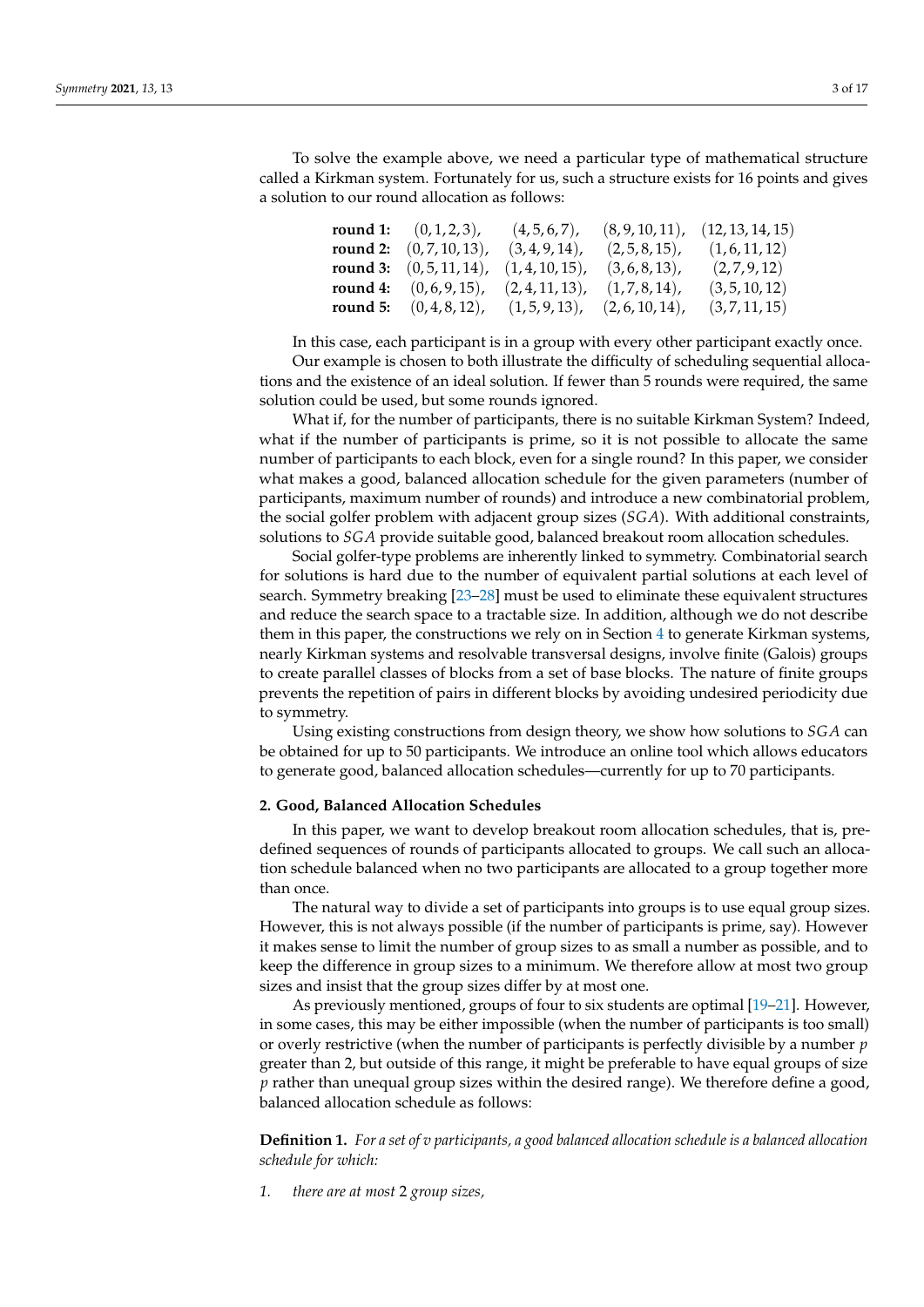To solve the example above, we need a particular type of mathematical structure called a Kirkman system. Fortunately for us, such a structure exists for 16 points and gives a solution to our round allocation as follows:

$$
\begin{array}{lllll}
\textbf{round 1:} & (0,1,2,3), & (4,5,6,7), & (8,9,10,11), & (12,13,14,15) \\
\textbf{round 2:} & (0,7,10,13), & (3,4,9,14), & (2,5,8,15), & (1,6,11,12) \\
\textbf{round 3:} & (0,5,11,14), & (1,4,10,15), & (3,6,8,13), & (2,7,9,12) \\
\textbf{round 4:} & (0,6,9,15), & (2,4,11,13), & (1,7,8,14), & (3,5,10,12) \\
\textbf{round 5:} & (0,4,8,12), & (1,5,9,13), & (2,6,10,14), & (3,7,11,15)
\end{array}
$$

In this case, each participant is in a group with every other participant exactly once.

Our example is chosen to both illustrate the difficulty of scheduling sequential allocations and the existence of an ideal solution. If fewer than 5 rounds were required, the same solution could be used, but some rounds ignored.

What if, for the number of participants, there is no suitable Kirkman System? Indeed, what if the number of participants is prime, so it is not possible to allocate the same number of participants to each block, even for a single round? In this paper, we consider what makes a good, balanced allocation schedule for the given parameters (number of participants, maximum number of rounds) and introduce a new combinatorial problem, the social golfer problem with adjacent group sizes (*SGA*). With additional constraints, solutions to *SGA* provide suitable good, balanced breakout room allocation schedules.

Social golfer-type problems are inherently linked to symmetry. Combinatorial search for solutions is hard due to the number of equivalent partial solutions at each level of search. Symmetry breaking [23–28] must be used to eliminate these equivalent structures and reduce the search space to a tractable size. In addition, although we do not describe them in this paper, the constructions we rely on in Section 4 to generate Kirkman systems, nearly Kirkman systems and resolvable transversal designs, involve finite (Galois) groups to create parallel classes of blocks from a set of base blocks. The nature of finite groups prevents the repetition of pairs in different blocks by avoiding undesired periodicity due to symmetry.

Using existing constructions from design theory, we show how solutions to *SGA* can be obtained for up to 50 participants. We introduce an online tool which allows educators to generate good, balanced allocation schedules—currently for up to 70 participants.

## 2. Good, Balanced Allocation Schedules

In this paper, we want to develop breakout room allocation schedules, that is, pre-defined sequences of rounds of participants allocated to groups. We call such an allocation schedule balanced when no two participants are allocated to a group together more than once.

The natural way to divide a set of participants into groups is to use equal group sizes. However, this is not always possible (if the number of participants is prime, say). However it makes sense to limit the number of group sizes to as small a number as possible, and to keep the difference in group sizes to a minimum. We therefore allow at most two group sizes and insist that the group sizes differ by at most one.

As previously mentioned, groups of four to six students are optimal [19–21]. However, in some cases, this may be either impossible (when the number of participants is too small) or overly restrictive (when the number of participants is perfectly divisible by a number $p$ greater than 2, but outside of this range, it might be preferable to have equal groups of size $p$ rather than unequal group sizes within the desired range). We therefore define a good, balanced allocation schedule as follows:

**Definition 1.** *For a set of $v$ participants, a good balanced allocation schedule is a balanced allocation schedule for which:*

1. *there are at most* 2 *group sizes,*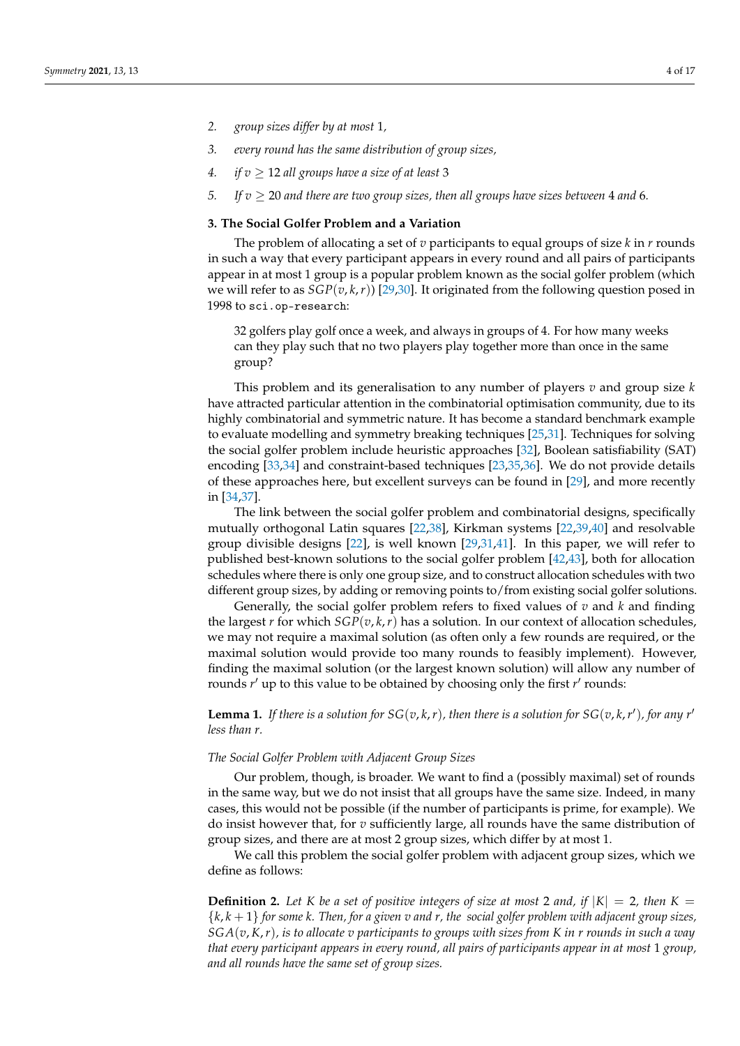2. *group sizes differ by at most* 1*,*
3. *every round has the same distribution of group sizes,*
4. *if* $v \geq 12$ *all groups have a size of at least* 3
5. *If* $v \geq 20$ *and there are two group sizes, then all groups have sizes between* 4 *and* 6*.*

## 3. The Social Golfer Problem and a Variation

The problem of allocating a set of $v$ participants to equal groups of size $k$ in $r$ rounds in such a way that every participant appears in every round and all pairs of participants appear in at most 1 group is a popular problem known as the social golfer problem (which we will refer to as $SGP(v,k,r)$) [29,30]. It originated from the following question posed in 1998 to `sci.op-research`:

> 32 golfers play golf once a week, and always in groups of 4. For how many weeks can they play such that no two players play together more than once in the same group?

This problem and its generalisation to any number of players $v$ and group size $k$ have attracted particular attention in the combinatorial optimisation community, due to its highly combinatorial and symmetric nature. It has become a standard benchmark example to evaluate modelling and symmetry breaking techniques [25,31]. Techniques for solving the social golfer problem include heuristic approaches [32], Boolean satisfiability (SAT) encoding [33,34] and constraint-based techniques [23,35,36]. We do not provide details of these approaches here, but excellent surveys can be found in [29], and more recently in [34,37].

The link between the social golfer problem and combinatorial designs, specifically mutually orthogonal Latin squares [22,38], Kirkman systems [22,39,40] and resolvable group divisible designs [22], is well known [29,31,41]. In this paper, we will refer to published best-known solutions to the social golfer problem [42,43], both for allocation schedules where there is only one group size, and to construct allocation schedules with two different group sizes, by adding or removing points to/from existing social golfer solutions.

Generally, the social golfer problem refers to fixed values of $v$ and $k$ and finding the largest $r$ for which $SGP(v,k,r)$ has a solution. In our context of allocation schedules, we may not require a maximal solution (as often only a few rounds are required, or the maximal solution would provide too many rounds to feasibly implement). However, finding the maximal solution (or the largest known solution) will allow any number of rounds $r'$ up to this value to be obtained by choosing only the first $r'$ rounds:

**Lemma 1.** *If there is a solution for* $SG(v,k,r)$*, then there is a solution for* $SG(v,k,r')$*, for any* $r'$ *less than* $r$*.*

*The Social Golfer Problem with Adjacent Group Sizes*

Our problem, though, is broader. We want to find a (possibly maximal) set of rounds in the same way, but we do not insist that all groups have the same size. Indeed, in many cases, this would not be possible (if the number of participants is prime, for example). We do insist however that, for $v$ sufficiently large, all rounds have the same distribution of group sizes, and there are at most 2 group sizes, which differ by at most 1.

We call this problem the social golfer problem with adjacent group sizes, which we define as follows:

**Definition 2.** *Let* $K$ *be a set of positive integers of size at most* 2 *and, if* $|K| = 2$*, then* $K = \{k, k+1\}$ *for some* $k$*. Then, for a given* $v$ *and* $r$*, the social golfer problem with adjacent group sizes,* $SGA(v,K,r)$*, is to allocate* $v$ *participants to groups with sizes from* $K$ *in* $r$ *rounds in such a way that every participant appears in every round, all pairs of participants appear in at most* 1 *group, and all rounds have the same set of group sizes.*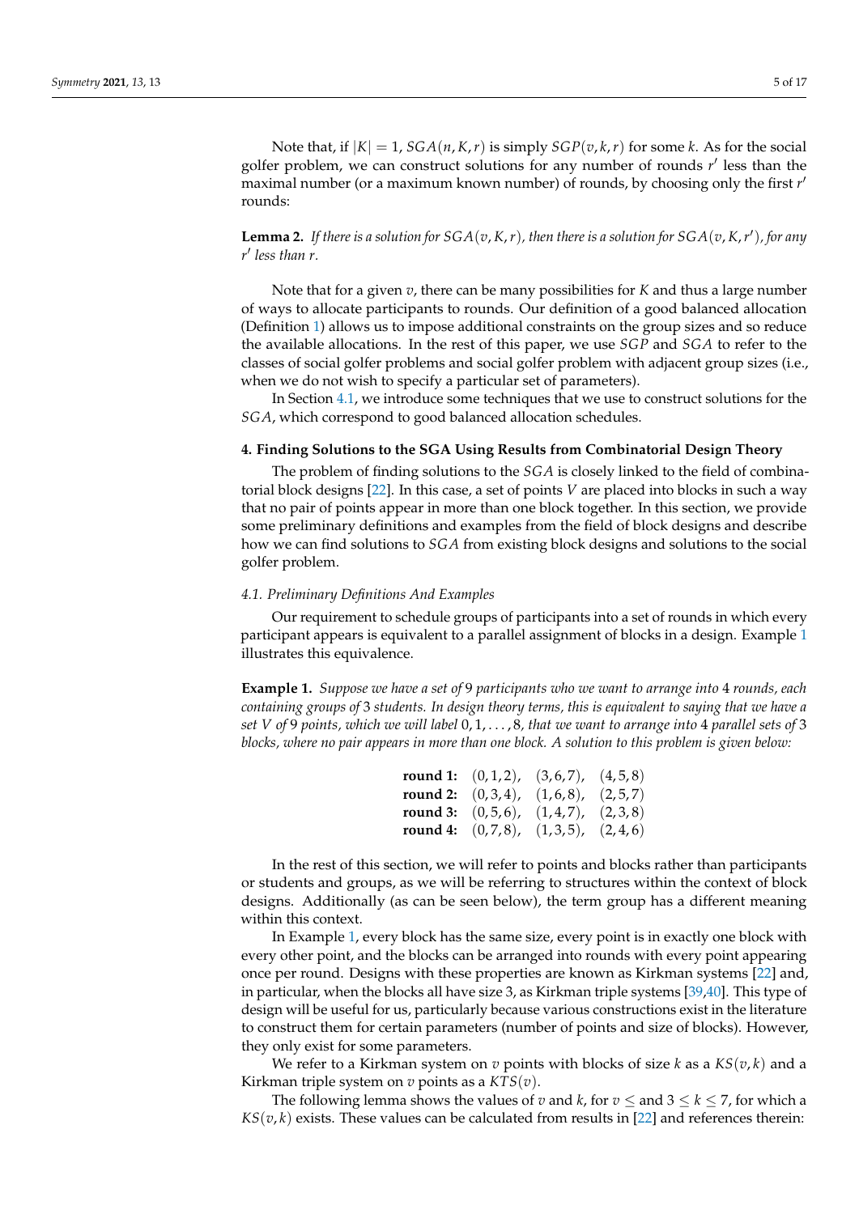Note that, if $|K| = 1$, $SGA(n, K, r)$ is simply $SGP(v, k, r)$ for some $k$. As for the social golfer problem, we can construct solutions for any number of rounds $r'$ less than the maximal number (or a maximum known number) of rounds, by choosing only the first $r'$ rounds:

**Lemma 2.** *If there is a solution for $SGA(v, K, r)$, then there is a solution for $SGA(v, K, r')$, for any $r'$ less than $r$.*

Note that for a given $v$, there can be many possibilities for $K$ and thus a large number of ways to allocate participants to rounds. Our definition of a good balanced allocation (Definition 1) allows us to impose additional constraints on the group sizes and so reduce the available allocations. In the rest of this paper, we use $SGP$ and $SGA$ to refer to the classes of social golfer problems and social golfer problem with adjacent group sizes (i.e., when we do not wish to specify a particular set of parameters).

In Section 4.1, we introduce some techniques that we use to construct solutions for the $SGA$, which correspond to good balanced allocation schedules.

## 4. Finding Solutions to the SGA Using Results from Combinatorial Design Theory

The problem of finding solutions to the $SGA$ is closely linked to the field of combinatorial block designs [22]. In this case, a set of points $V$ are placed into blocks in such a way that no pair of points appear in more than one block together. In this section, we provide some preliminary definitions and examples from the field of block designs and describe how we can find solutions to $SGA$ from existing block designs and solutions to the social golfer problem.

### 4.1. Preliminary Definitions And Examples

Our requirement to schedule groups of participants into a set of rounds in which every participant appears is equivalent to a parallel assignment of blocks in a design. Example 1 illustrates this equivalence.

**Example 1.** *Suppose we have a set of 9 participants who we want to arrange into 4 rounds, each containing groups of 3 students. In design theory terms, this is equivalent to saying that we have a set $V$ of 9 points, which we will label $0, 1, \ldots, 8$, that we want to arrange into 4 parallel sets of 3 blocks, where no pair appears in more than one block. A solution to this problem is given below:*

| | | | |
|---|---|---|---|
| **round 1:** | $(0, 1, 2)$, | $(3, 6, 7)$, | $(4, 5, 8)$ |
| **round 2:** | $(0, 3, 4)$, | $(1, 6, 8)$, | $(2, 5, 7)$ |
| **round 3:** | $(0, 5, 6)$, | $(1, 4, 7)$, | $(2, 3, 8)$ |
| **round 4:** | $(0, 7, 8)$, | $(1, 3, 5)$, | $(2, 4, 6)$ |

In the rest of this section, we will refer to points and blocks rather than participants or students and groups, as we will be referring to structures within the context of block designs. Additionally (as can be seen below), the term group has a different meaning within this context.

In Example 1, every block has the same size, every point is in exactly one block with every other point, and the blocks can be arranged into rounds with every point appearing once per round. Designs with these properties are known as Kirkman systems [22] and, in particular, when the blocks all have size 3, as Kirkman triple systems [39,40]. This type of design will be useful for us, particularly because various constructions exist in the literature to construct them for certain parameters (number of points and size of blocks). However, they only exist for some parameters.

We refer to a Kirkman system on $v$ points with blocks of size $k$ as a $KS(v, k)$ and a Kirkman triple system on $v$ points as a $KTS(v)$.

The following lemma shows the values of $v$ and $k$, for $v \leq$ and $3 \leq k \leq 7$, for which a $KS(v, k)$ exists. These values can be calculated from results in [22] and references therein: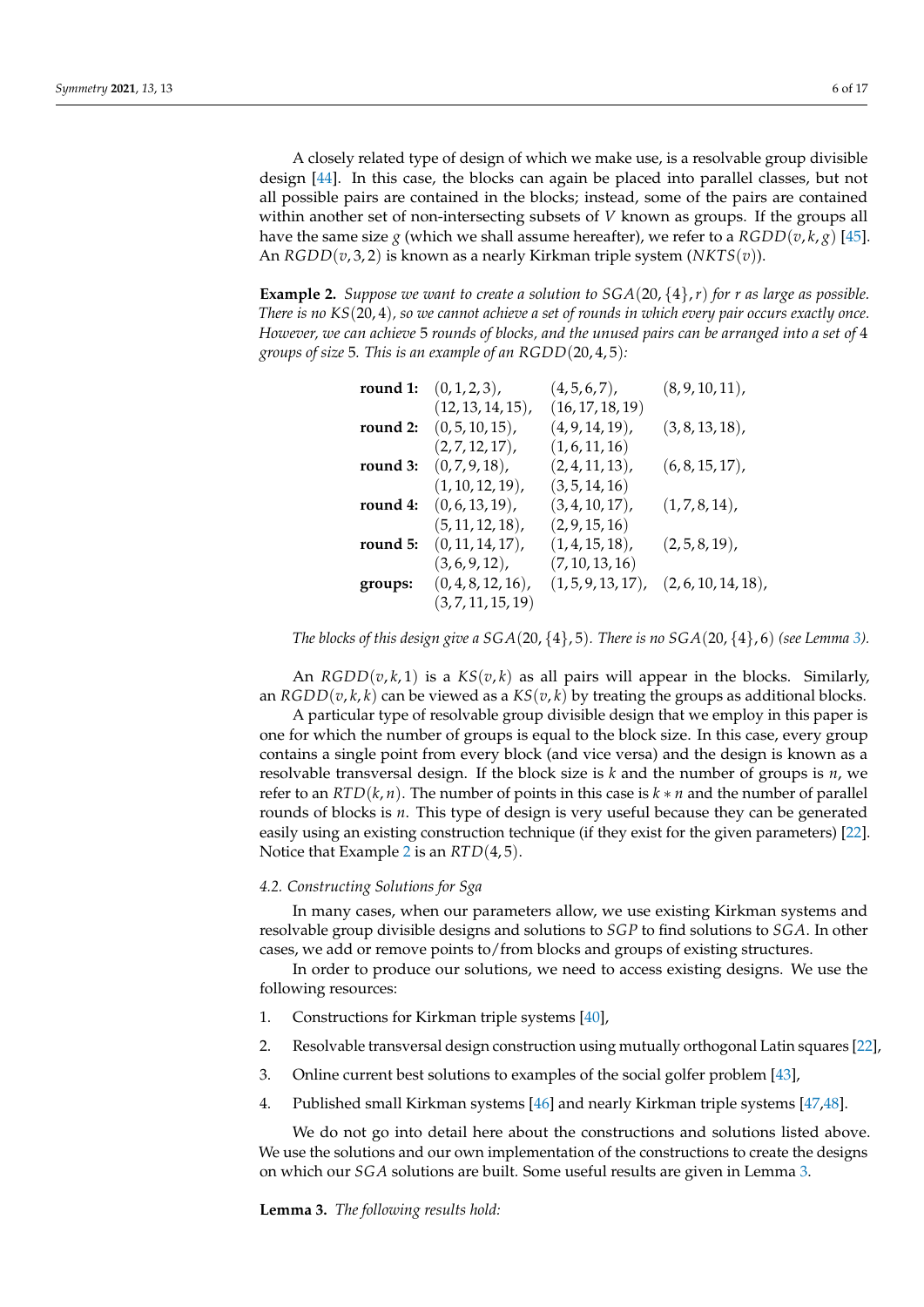A closely related type of design of which we make use, is a resolvable group divisible design [44]. In this case, the blocks can again be placed into parallel classes, but not all possible pairs are contained in the blocks; instead, some of the pairs are contained within another set of non-intersecting subsets of $V$ known as groups. If the groups all have the same size $g$ (which we shall assume hereafter), we refer to a $RGDD(v,k,g)$ [45]. An $RGDD(v,3,2)$ is known as a nearly Kirkman triple system ($NKTS(v)$).

**Example 2.** *Suppose we want to create a solution to $SGA(20,\{4\},r)$ for $r$ as large as possible. There is no $KS(20,4)$, so we cannot achieve a set of rounds in which every pair occurs exactly once. However, we can achieve 5 rounds of blocks, and the unused pairs can be arranged into a set of 4 groups of size 5. This is an example of an $RGDD(20,4,5)$:*

| | | | |
|---|---|---|---|
| **round 1:** | $(0,1,2,3)$, | $(4,5,6,7)$, | $(8,9,10,11)$, |
| | $(12,13,14,15)$, | $(16,17,18,19)$ | |
| **round 2:** | $(0,5,10,15)$, | $(4,9,14,19)$, | $(3,8,13,18)$, |
| | $(2,7,12,17)$, | $(1,6,11,16)$ | |
| **round 3:** | $(0,7,9,18)$, | $(2,4,11,13)$, | $(6,8,15,17)$, |
| | $(1,10,12,19)$, | $(3,5,14,16)$ | |
| **round 4:** | $(0,6,13,19)$, | $(3,4,10,17)$, | $(1,7,8,14)$, |
| | $(5,11,12,18)$, | $(2,9,15,16)$ | |
| **round 5:** | $(0,11,14,17)$, | $(1,4,15,18)$, | $(2,5,8,19)$, |
| | $(3,6,9,12)$, | $(7,10,13,16)$ | |
| **groups:** | $(0,4,8,12,16)$, | $(1,5,9,13,17)$, | $(2,6,10,14,18)$, |
| | $(3,7,11,15,19)$ | | |

*The blocks of this design give a $SGA(20,\{4\},5)$. There is no $SGA(20,\{4\},6)$ (see Lemma 3).*

An $RGDD(v,k,1)$ is a $KS(v,k)$ as all pairs will appear in the blocks. Similarly, an $RGDD(v,k,k)$ can be viewed as a $KS(v,k)$ by treating the groups as additional blocks.

A particular type of resolvable group divisible design that we employ in this paper is one for which the number of groups is equal to the block size. In this case, every group contains a single point from every block (and vice versa) and the design is known as a resolvable transversal design. If the block size is $k$ and the number of groups is $n$, we refer to an $RTD(k,n)$. The number of points in this case is $k*n$ and the number of parallel rounds of blocks is $n$. This type of design is very useful because they can be generated easily using an existing construction technique (if they exist for the given parameters) [22]. Notice that Example 2 is an $RTD(4,5)$.

### 4.2. Constructing Solutions for Sga

In many cases, when our parameters allow, we use existing Kirkman systems and resolvable group divisible designs and solutions to $SGP$ to find solutions to $SGA$. In other cases, we add or remove points to/from blocks and groups of existing structures.

In order to produce our solutions, we need to access existing designs. We use the following resources:

1. Constructions for Kirkman triple systems [40],
2. Resolvable transversal design construction using mutually orthogonal Latin squares [22],
3. Online current best solutions to examples of the social golfer problem [43],
4. Published small Kirkman systems [46] and nearly Kirkman triple systems [47,48].

We do not go into detail here about the constructions and solutions listed above. We use the solutions and our own implementation of the constructions to create the designs on which our $SGA$ solutions are built. Some useful results are given in Lemma 3.

**Lemma 3.** *The following results hold:*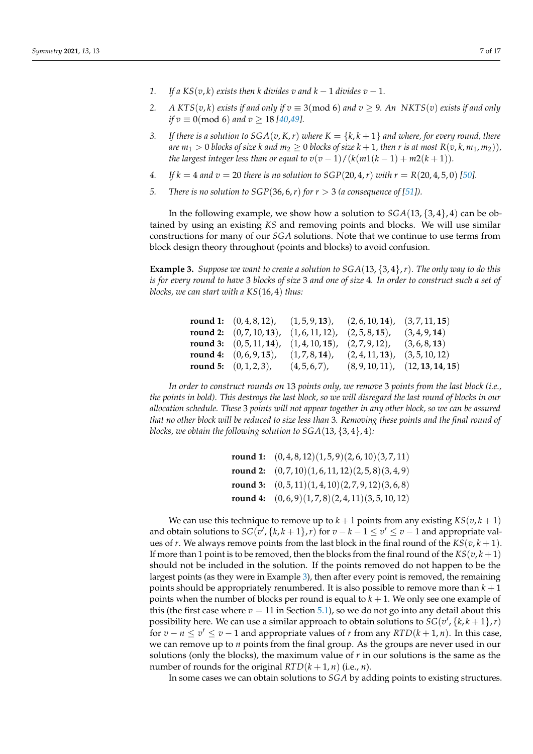1. *If a $KS(v,k)$ exists then $k$ divides $v$ and $k-1$ divides $v-1$.*
2. *A $KTS(v,k)$ exists if and only if $v \equiv 3 (\mathrm{mod}\ 6)$ and $v \geq 9$. An $NKTS(v)$ exists if and only if $v \equiv 0 (\mathrm{mod}\ 6)$ and $v \geq 18$ [40,49].*
3. *If there is a solution to $SGA(v,K,r)$ where $K = \{k, k+1\}$ and where, for every round, there are $m_1 > 0$ blocks of size $k$ and $m_2 \geq 0$ blocks of size $k+1$, then $r$ is at most $R(v,k,m_1,m_2))$, the largest integer less than or equal to $v(v-1)/(k(m1(k-1)+m2(k+1))$.*
4. *If $k=4$ and $v=20$ there is no solution to $SGP(20,4,r)$ with $r = R(20,4,5,0)$ [50].*
5. *There is no solution to $SGP(36,6,r)$ for $r > 3$ (a consequence of [51]).*

In the following example, we show how a solution to $SGA(13,\{3,4\},4)$ can be obtained by using an existing $KS$ and removing points and blocks. We will use similar constructions for many of our $SGA$ solutions. Note that we continue to use terms from block design theory throughout (points and blocks) to avoid confusion.

**Example 3.** *Suppose we want to create a solution to $SGA(13,\{3,4\},r)$. The only way to do this is for every round to have 3 blocks of size 3 and one of size 4. In order to construct such a set of blocks, we can start with a $KS(16,4)$ thus:*

| | | | | |
|---|---|---|---|---|
| **round 1:** | $(0,4,8,12)$, | $(1,5,9,\mathbf{13})$, | $(2,6,10,\mathbf{14})$, | $(3,7,11,\mathbf{15})$ |
| **round 2:** | $(0,7,10,\mathbf{13})$, | $(1,6,11,12)$, | $(2,5,8,\mathbf{15})$, | $(3,4,9,\mathbf{14})$ |
| **round 3:** | $(0,5,11,\mathbf{14})$, | $(1,4,10,\mathbf{15})$, | $(2,7,9,12)$, | $(3,6,8,\mathbf{13})$ |
| **round 4:** | $(0,6,9,\mathbf{15})$, | $(1,7,8,\mathbf{14})$, | $(2,4,11,\mathbf{13})$, | $(3,5,10,12)$ |
| **round 5:** | $(0,1,2,3)$, | $(4,5,6,7)$, | $(8,9,10,11)$, | $(12,\mathbf{13},\mathbf{14},\mathbf{15})$ |

*In order to construct rounds on 13 points only, we remove 3 points from the last block (i.e., the points in bold). This destroys the last block, so we will disregard the last round of blocks in our allocation schedule. These 3 points will not appear together in any other block, so we can be assured that no other block will be reduced to size less than 3. Removing these points and the final round of blocks, we obtain the following solution to $SGA(13,\{3,4\},4)$:*

**round 1:** $(0,4,8,12)(1,5,9)(2,6,10)(3,7,11)$
**round 2:** $(0,7,10)(1,6,11,12)(2,5,8)(3,4,9)$
**round 3:** $(0,5,11)(1,4,10)(2,7,9,12)(3,6,8)$
**round 4:** $(0,6,9)(1,7,8)(2,4,11)(3,5,10,12)$

We can use this technique to remove up to $k+1$ points from any existing $KS(v,k+1)$ and obtain solutions to $SG(v',\{k,k+1\},r)$ for $v-k-1 \leq v' \leq v-1$ and appropriate values of $r$. We always remove points from the last block in the final round of the $KS(v,k+1)$. If more than 1 point is to be removed, then the blocks from the final round of the $KS(v,k+1)$ should not be included in the solution. If the points removed do not happen to be the largest points (as they were in Example 3), then after every point is removed, the remaining points should be appropriately renumbered. It is also possible to remove more than $k+1$ points when the number of blocks per round is equal to $k+1$. We only see one example of this (the first case where $v=11$ in Section 5.1), so we do not go into any detail about this possibility here. We can use a similar approach to obtain solutions to $SG(v',\{k,k+1\},r)$ for $v-n \leq v' \leq v-1$ and appropriate values of $r$ from any $RTD(k+1,n)$. In this case, we can remove up to $n$ points from the final group. As the groups are never used in our solutions (only the blocks), the maximum value of $r$ in our solutions is the same as the number of rounds for the original $RTD(k+1,n)$ (i.e., $n$).

In some cases we can obtain solutions to $SGA$ by adding points to existing structures.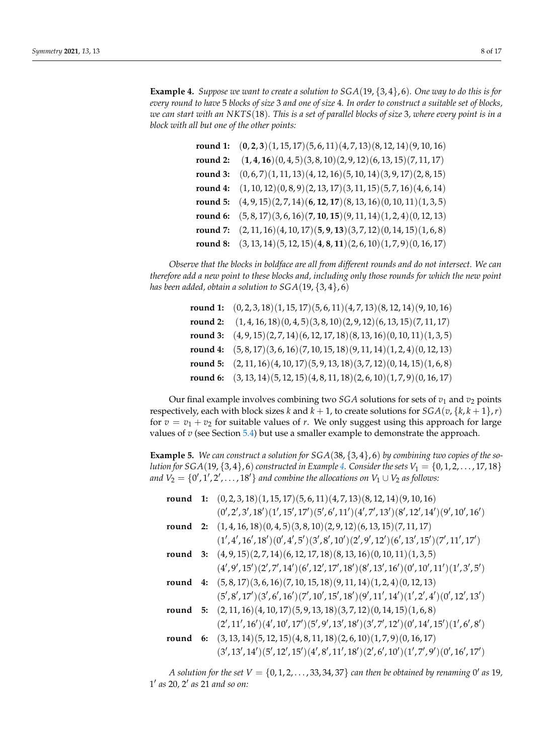**Example 4.** *Suppose we want to create a solution to $SGA(19, \{3,4\}, 6)$. One way to do this is for every round to have 5 blocks of size 3 and one of size 4. In order to construct a suitable set of blocks, we can start with an $NKTS(18)$. This is a set of parallel blocks of size 3, where every point is in a block with all but one of the other points:*

**round 1:** $(\mathbf{0}, \mathbf{2}, \mathbf{3})(1, 15, 17)(5, 6, 11)(4, 7, 13)(8, 12, 14)(9, 10, 16)$
**round 2:** $(\mathbf{1}, \mathbf{4}, \mathbf{16})(0, 4, 5)(3, 8, 10)(2, 9, 12)(6, 13, 15)(7, 11, 17)$
**round 3:** $(0, 6, 7)(1, 11, 13)(4, 12, 16)(5, 10, 14)(3, 9, 17)(2, 8, 15)$
**round 4:** $(1, 10, 12)(0, 8, 9)(2, 13, 17)(3, 11, 15)(5, 7, 16)(4, 6, 14)$
**round 5:** $(4, 9, 15)(2, 7, 14)(\mathbf{6}, \mathbf{12}, \mathbf{17})(8, 13, 16)(0, 10, 11)(1, 3, 5)$
**round 6:** $(5, 8, 17)(3, 6, 16)(\mathbf{7}, \mathbf{10}, \mathbf{15})(9, 11, 14)(1, 2, 4)(0, 12, 13)$
**round 7:** $(2, 11, 16)(4, 10, 17)(\mathbf{5}, \mathbf{9}, \mathbf{13})(3, 7, 12)(0, 14, 15)(1, 6, 8)$
**round 8:** $(3, 13, 14)(5, 12, 15)(\mathbf{4}, \mathbf{8}, \mathbf{11})(2, 6, 10)(1, 7, 9)(0, 16, 17)$

*Observe that the blocks in boldface are all from different rounds and do not intersect. We can therefore add a new point to these blocks and, including only those rounds for which the new point has been added, obtain a solution to $SGA(19, \{3,4\}, 6)$*

**round 1:** $(0, 2, 3, 18)(1, 15, 17)(5, 6, 11)(4, 7, 13)(8, 12, 14)(9, 10, 16)$
**round 2:** $(1, 4, 16, 18)(0, 4, 5)(3, 8, 10)(2, 9, 12)(6, 13, 15)(7, 11, 17)$
**round 3:** $(4, 9, 15)(2, 7, 14)(6, 12, 17, 18)(8, 13, 16)(0, 10, 11)(1, 3, 5)$
**round 4:** $(5, 8, 17)(3, 6, 16)(7, 10, 15, 18)(9, 11, 14)(1, 2, 4)(0, 12, 13)$
**round 5:** $(2, 11, 16)(4, 10, 17)(5, 9, 13, 18)(3, 7, 12)(0, 14, 15)(1, 6, 8)$
**round 6:** $(3, 13, 14)(5, 12, 15)(4, 8, 11, 18)(2, 6, 10)(1, 7, 9)(0, 16, 17)$

Our final example involves combining two $SGA$ solutions for sets of $v_1$ and $v_2$ points respectively, each with block sizes $k$ and $k+1$, to create solutions for $SGA(v, \{k, k+1\}, r)$ for $v = v_1 + v_2$ for suitable values of $r$. We only suggest using this approach for large values of $v$ (see Section 5.4) but use a smaller example to demonstrate the approach.

**Example 5.** *We can construct a solution for $SGA(38, \{3,4\}, 6)$ by combining two copies of the solution for $SGA(19, \{3,4\}, 6)$ constructed in Example 4. Consider the sets $V_1 = \{0, 1, 2, \ldots, 17, 18\}$ and $V_2 = \{0', 1', 2', \ldots, 18'\}$ and combine the allocations on $V_1 \cup V_2$ as follows:*

**round 1:** $(0, 2, 3, 18)(1, 15, 17)(5, 6, 11)(4, 7, 13)(8, 12, 14)(9, 10, 16)$
$(0', 2', 3', 18')(1', 15', 17')(5', 6', 11')(4', 7', 13')(8', 12', 14')(9', 10', 16')$
**round 2:** $(1, 4, 16, 18)(0, 4, 5)(3, 8, 10)(2, 9, 12)(6, 13, 15)(7, 11, 17)$
$(1', 4', 16', 18')(0', 4', 5')(3', 8', 10')(2', 9', 12')(6', 13', 15')(7', 11', 17')$
**round 3:** $(4, 9, 15)(2, 7, 14)(6, 12, 17, 18)(8, 13, 16)(0, 10, 11)(1, 3, 5)$
$(4', 9', 15')(2', 7', 14')(6', 12', 17', 18')(8', 13', 16')(0', 10', 11')(1', 3', 5')$
**round 4:** $(5, 8, 17)(3, 6, 16)(7, 10, 15, 18)(9, 11, 14)(1, 2, 4)(0, 12, 13)$
$(5', 8', 17')(3', 6', 16')(7', 10', 15', 18')(9', 11', 14')(1', 2', 4')(0', 12', 13')$
**round 5:** $(2, 11, 16)(4, 10, 17)(5, 9, 13, 18)(3, 7, 12)(0, 14, 15)(1, 6, 8)$
$(2', 11', 16')(4', 10', 17')(5', 9', 13', 18')(3', 7', 12')(0', 14', 15')(1', 6', 8')$
**round 6:** $(3, 13, 14)(5, 12, 15)(4, 8, 11, 18)(2, 6, 10)(1, 7, 9)(0, 16, 17)$
$(3', 13', 14')(5', 12', 15')(4', 8', 11', 18')(2', 6', 10')(1', 7', 9')(0', 16', 17')$

*A solution for the set $V = \{0, 1, 2, \ldots, 33, 34, 37\}$ can then be obtained by renaming $0'$ as 19, $1'$ as 20, $2'$ as 21 and so on:*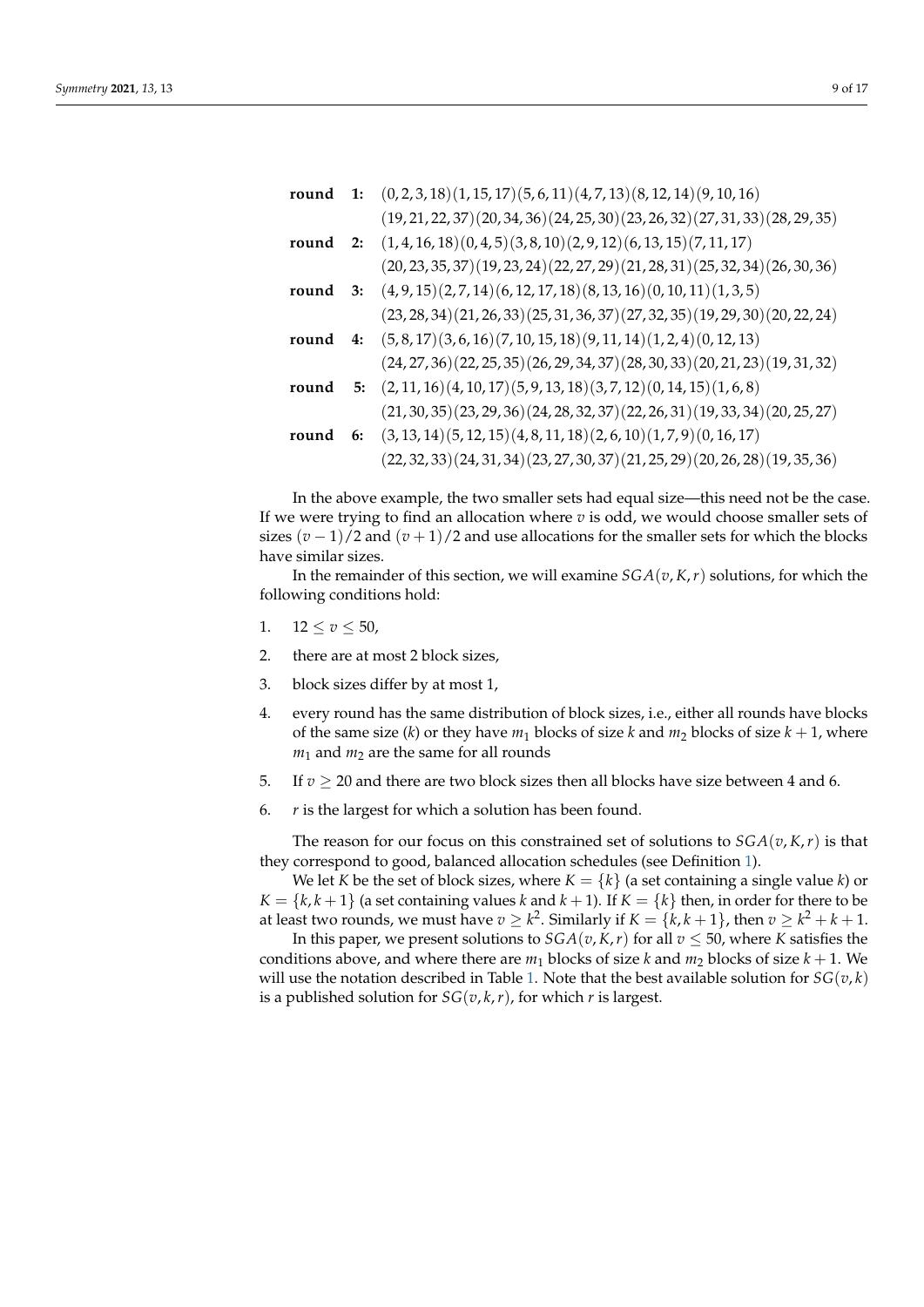**round 1:** $(0, 2, 3, 18)(1, 15, 17)(5, 6, 11)(4, 7, 13)(8, 12, 14)(9, 10, 16)$
$(19, 21, 22, 37)(20, 34, 36)(24, 25, 30)(23, 26, 32)(27, 31, 33)(28, 29, 35)$

**round 2:** $(1, 4, 16, 18)(0, 4, 5)(3, 8, 10)(2, 9, 12)(6, 13, 15)(7, 11, 17)$
$(20, 23, 35, 37)(19, 23, 24)(22, 27, 29)(21, 28, 31)(25, 32, 34)(26, 30, 36)$

**round 3:** $(4, 9, 15)(2, 7, 14)(6, 12, 17, 18)(8, 13, 16)(0, 10, 11)(1, 3, 5)$
$(23, 28, 34)(21, 26, 33)(25, 31, 36, 37)(27, 32, 35)(19, 29, 30)(20, 22, 24)$

**round 4:** $(5, 8, 17)(3, 6, 16)(7, 10, 15, 18)(9, 11, 14)(1, 2, 4)(0, 12, 13)$
$(24, 27, 36)(22, 25, 35)(26, 29, 34, 37)(28, 30, 33)(20, 21, 23)(19, 31, 32)$

**round 5:** $(2, 11, 16)(4, 10, 17)(5, 9, 13, 18)(3, 7, 12)(0, 14, 15)(1, 6, 8)$
$(21, 30, 35)(23, 29, 36)(24, 28, 32, 37)(22, 26, 31)(19, 33, 34)(20, 25, 27)$

**round 6:** $(3, 13, 14)(5, 12, 15)(4, 8, 11, 18)(2, 6, 10)(1, 7, 9)(0, 16, 17)$
$(22, 32, 33)(24, 31, 34)(23, 27, 30, 37)(21, 25, 29)(20, 26, 28)(19, 35, 36)$

In the above example, the two smaller sets had equal size—this need not be the case. If we were trying to find an allocation where $v$ is odd, we would choose smaller sets of sizes $(v-1)/2$ and $(v+1)/2$ and use allocations for the smaller sets for which the blocks have similar sizes.

In the remainder of this section, we will examine $SGA(v, K, r)$ solutions, for which the following conditions hold:

1. $12 \leq v \leq 50$,
2. there are at most 2 block sizes,
3. block sizes differ by at most 1,
4. every round has the same distribution of block sizes, i.e., either all rounds have blocks of the same size ($k$) or they have $m_1$ blocks of size $k$ and $m_2$ blocks of size $k+1$, where $m_1$ and $m_2$ are the same for all rounds
5. If $v \geq 20$ and there are two block sizes then all blocks have size between 4 and 6.
6. $r$ is the largest for which a solution has been found.

The reason for our focus on this constrained set of solutions to $SGA(v, K, r)$ is that they correspond to good, balanced allocation schedules (see Definition 1).

We let $K$ be the set of block sizes, where $K = \{k\}$ (a set containing a single value $k$) or $K = \{k, k+1\}$ (a set containing values $k$ and $k+1$). If $K = \{k\}$ then, in order for there to be at least two rounds, we must have $v \geq k^2$. Similarly if $K = \{k, k+1\}$, then $v \geq k^2 + k + 1$.

In this paper, we present solutions to $SGA(v, K, r)$ for all $v \leq 50$, where $K$ satisfies the conditions above, and where there are $m_1$ blocks of size $k$ and $m_2$ blocks of size $k+1$. We will use the notation described in Table 1. Note that the best available solution for $SG(v, k)$ is a published solution for $SG(v, k, r)$, for which $r$ is largest.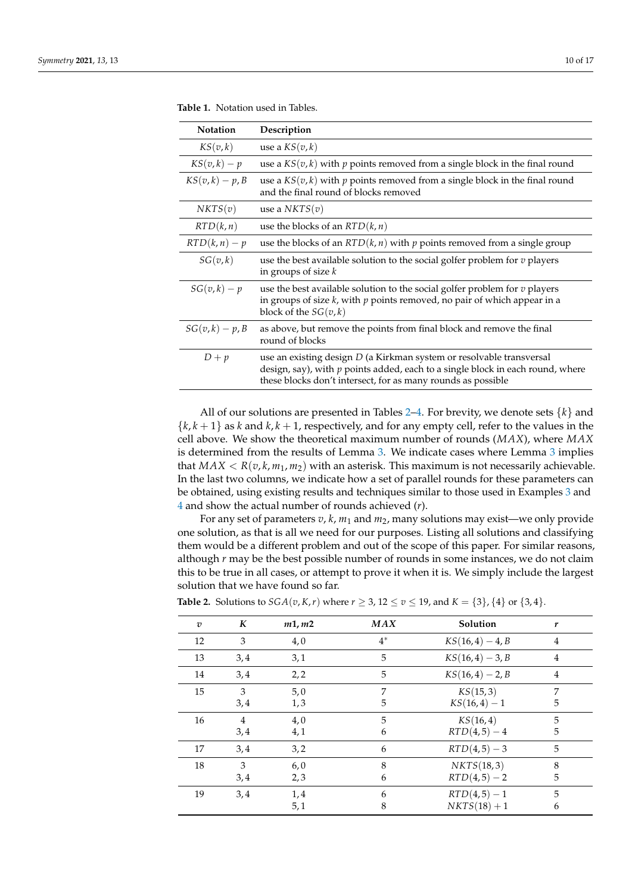**Table 1.** Notation used in Tables.

| Notation | Description |
|---|---|
| $KS(v,k)$ | use a $KS(v,k)$ |
| $KS(v,k) - p$ | use a $KS(v,k)$ with $p$ points removed from a single block in the final round |
| $KS(v,k) - p, B$ | use a $KS(v,k)$ with $p$ points removed from a single block in the final round and the final round of blocks removed |
| $NKTS(v)$ | use a $NKTS(v)$ |
| $RTD(k,n)$ | use the blocks of an $RTD(k,n)$ |
| $RTD(k,n) - p$ | use the blocks of an $RTD(k,n)$ with $p$ points removed from a single group |
| $SG(v,k)$ | use the best available solution to the social golfer problem for $v$ players in groups of size $k$ |
| $SG(v,k) - p$ | use the best available solution to the social golfer problem for $v$ players in groups of size $k$, with $p$ points removed, no pair of which appear in a block of the $SG(v,k)$ |
| $SG(v,k) - p, B$ | as above, but remove the points from final block and remove the final round of blocks |
| $D + p$ | use an existing design $D$ (a Kirkman system or resolvable transversal design, say), with $p$ points added, each to a single block in each round, where these blocks don't intersect, for as many rounds as possible |

All of our solutions are presented in Tables 2–4. For brevity, we denote sets $\{k\}$ and $\{k, k+1\}$ as $k$ and $k, k+1$, respectively, and for any empty cell, refer to the values in the cell above. We show the theoretical maximum number of rounds ($MAX$), where $MAX$ is determined from the results of Lemma 3. We indicate cases where Lemma 3 implies that $MAX < R(v,k,m_1,m_2)$ with an asterisk. This maximum is not necessarily achievable. In the last two columns, we indicate how a set of parallel rounds for these parameters can be obtained, using existing results and techniques similar to those used in Examples 3 and 4 and show the actual number of rounds achieved ($r$).

For any set of parameters $v$, $k$, $m_1$ and $m_2$, many solutions may exist—we only provide one solution, as that is all we need for our purposes. Listing all solutions and classifying them would be a different problem and out of the scope of this paper. For similar reasons, although $r$ may be the best possible number of rounds in some instances, we do not claim this to be true in all cases, or attempt to prove it when it is. We simply include the largest solution that we have found so far.

**Table 2.** Solutions to $SGA(v,K,r)$ where $r \geq 3$, $12 \leq v \leq 19$, and $K = \{3\}, \{4\}$ or $\{3,4\}$.

| $v$ | $K$ | $m1, m2$ | $MAX$ | Solution | $r$ |
|---|---|---|---|---|---|
| 12 | 3 | 4, 0 | $4^*$ | $KS(16,4) - 4, B$ | 4 |
| 13 | 3, 4 | 3, 1 | 5 | $KS(16,4) - 3, B$ | 4 |
| 14 | 3, 4 | 2, 2 | 5 | $KS(16,4) - 2, B$ | 4 |
| 15 | 3 | 5, 0 | 7 | $KS(15,3)$ | 7 |
| | 3, 4 | 1, 3 | 5 | $KS(16,4) - 1$ | 5 |
| 16 | 4 | 4, 0 | 5 | $KS(16,4)$ | 5 |
| | 3, 4 | 4, 1 | 6 | $RTD(4,5) - 4$ | 5 |
| 17 | 3, 4 | 3, 2 | 6 | $RTD(4,5) - 3$ | 5 |
| 18 | 3 | 6, 0 | 8 | $NKTS(18,3)$ | 8 |
| | 3, 4 | 2, 3 | 6 | $RTD(4,5) - 2$ | 5 |
| 19 | 3, 4 | 1, 4 | 6 | $RTD(4,5) - 1$ | 5 |
| | | 5, 1 | 8 | $NKTS(18) + 1$ | 6 |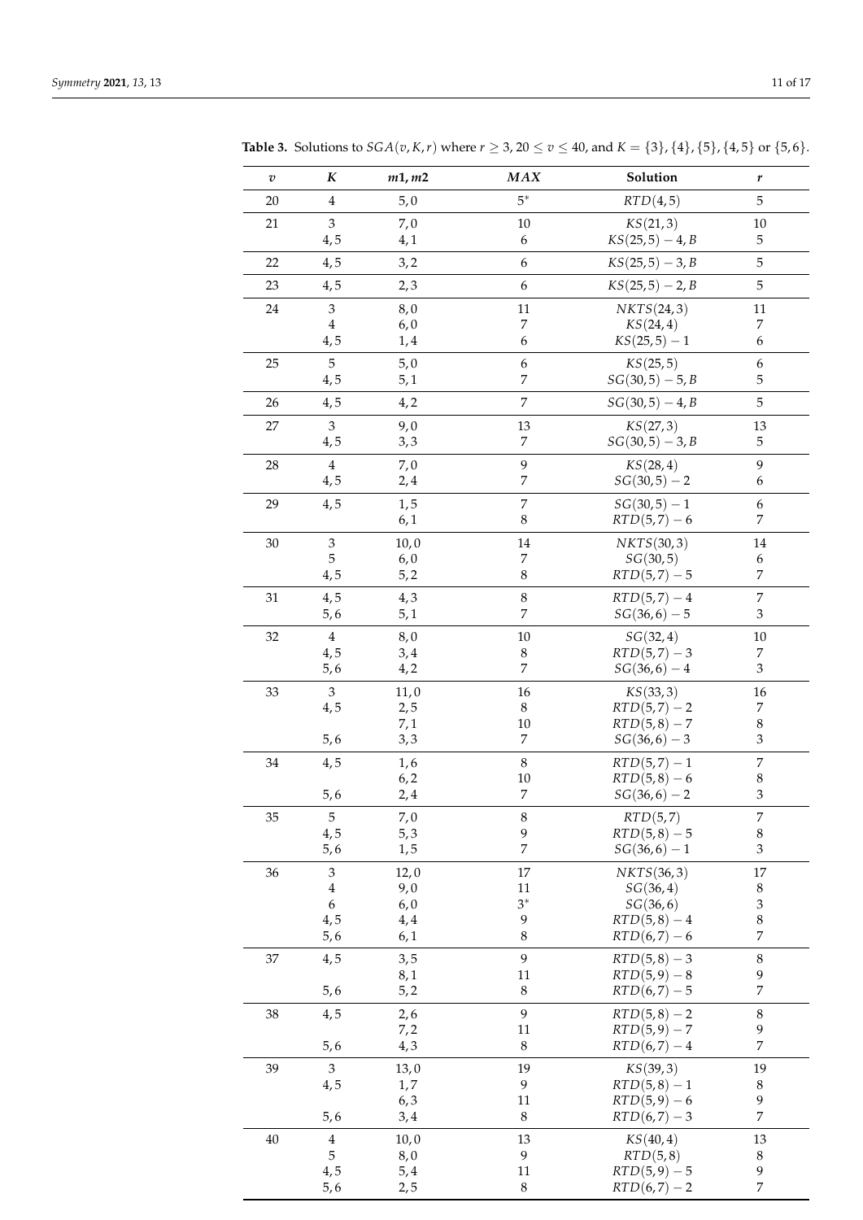**Table 3.** Solutions to $SGA(v, K, r)$ where $r \geq 3$, $20 \leq v \leq 40$, and $K = \{3\}, \{4\}, \{5\}, \{4,5\}$ or $\{5,6\}$.

| $v$ | $K$ | $m1, m2$ | $MAX$ | Solution | $r$ |
|---|---|---|---|---|---|
| 20 | 4 | 5, 0 | 5* | $RTD(4,5)$ | 5 |
| 21 | 3 | 7, 0 | 10 | $KS(21,3)$ | 10 |
| | 4, 5 | 4, 1 | 6 | $KS(25,5)-4, B$ | 5 |
| 22 | 4, 5 | 3, 2 | 6 | $KS(25,5)-3, B$ | 5 |
| 23 | 4, 5 | 2, 3 | 6 | $KS(25,5)-2, B$ | 5 |
| 24 | 3 | 8, 0 | 11 | $NKTS(24,3)$ | 11 |
| | 4 | 6, 0 | 7 | $KS(24,4)$ | 7 |
| | 4, 5 | 1, 4 | 6 | $KS(25,5)-1$ | 6 |
| 25 | 5 | 5, 0 | 6 | $KS(25,5)$ | 6 |
| | 4, 5 | 5, 1 | 7 | $SG(30,5)-5, B$ | 5 |
| 26 | 4, 5 | 4, 2 | 7 | $SG(30,5)-4, B$ | 5 |
| 27 | 3 | 9, 0 | 13 | $KS(27,3)$ | 13 |
| | 4, 5 | 3, 3 | 7 | $SG(30,5)-3, B$ | 5 |
| 28 | 4 | 7, 0 | 9 | $KS(28,4)$ | 9 |
| | 4, 5 | 2, 4 | 7 | $SG(30,5)-2$ | 6 |
| 29 | 4, 5 | 1, 5 | 7 | $SG(30,5)-1$ | 6 |
| | | 6, 1 | 8 | $RTD(5,7)-6$ | 7 |
| 30 | 3 | 10, 0 | 14 | $NKTS(30,3)$ | 14 |
| | 5 | 6, 0 | 7 | $SG(30,5)$ | 6 |
| | 4, 5 | 5, 2 | 8 | $RTD(5,7)-5$ | 7 |
| 31 | 4, 5 | 4, 3 | 8 | $RTD(5,7)-4$ | 7 |
| | 5, 6 | 5, 1 | 7 | $SG(36,6)-5$ | 3 |
| 32 | 4 | 8, 0 | 10 | $SG(32,4)$ | 10 |
| | 4, 5 | 3, 4 | 8 | $RTD(5,7)-3$ | 7 |
| | 5, 6 | 4, 2 | 7 | $SG(36,6)-4$ | 3 |
| 33 | 3 | 11, 0 | 16 | $KS(33,3)$ | 16 |
| | 4, 5 | 2, 5 | 8 | $RTD(5,7)-2$ | 7 |
| | | 7, 1 | 10 | $RTD(5,8)-7$ | 8 |
| | 5, 6 | 3, 3 | 7 | $SG(36,6)-3$ | 3 |
| 34 | 4, 5 | 1, 6 | 8 | $RTD(5,7)-1$ | 7 |
| | | 6, 2 | 10 | $RTD(5,8)-6$ | 8 |
| | 5, 6 | 2, 4 | 7 | $SG(36,6)-2$ | 3 |
| 35 | 5 | 7, 0 | 8 | $RTD(5,7)$ | 7 |
| | 4, 5 | 5, 3 | 9 | $RTD(5,8)-5$ | 8 |
| | 5, 6 | 1, 5 | 7 | $SG(36,6)-1$ | 3 |
| 36 | 3 | 12, 0 | 17 | $NKTS(36,3)$ | 17 |
| | 4 | 9, 0 | 11 | $SG(36,4)$ | 8 |
| | 6 | 6, 0 | 3* | $SG(36,6)$ | 3 |
| | 4, 5 | 4, 4 | 9 | $RTD(5,8)-4$ | 8 |
| | 5, 6 | 6, 1 | 8 | $RTD(6,7)-6$ | 7 |
| 37 | 4, 5 | 3, 5 | 9 | $RTD(5,8)-3$ | 8 |
| | | 8, 1 | 11 | $RTD(5,9)-8$ | 9 |
| | 5, 6 | 5, 2 | 8 | $RTD(6,7)-5$ | 7 |
| 38 | 4, 5 | 2, 6 | 9 | $RTD(5,8)-2$ | 8 |
| | | 7, 2 | 11 | $RTD(5,9)-7$ | 9 |
| | 5, 6 | 4, 3 | 8 | $RTD(6,7)-4$ | 7 |
| 39 | 3 | 13, 0 | 19 | $KS(39,3)$ | 19 |
| | 4, 5 | 1, 7 | 9 | $RTD(5,8)-1$ | 8 |
| | | 6, 3 | 11 | $RTD(5,9)-6$ | 9 |
| | 5, 6 | 3, 4 | 8 | $RTD(6,7)-3$ | 7 |
| 40 | 4 | 10, 0 | 13 | $KS(40,4)$ | 13 |
| | 5 | 8, 0 | 9 | $RTD(5,8)$ | 8 |
| | 4, 5 | 5, 4 | 11 | $RTD(5,9)-5$ | 9 |
| | 5, 6 | 2, 5 | 8 | $RTD(6,7)-2$ | 7 |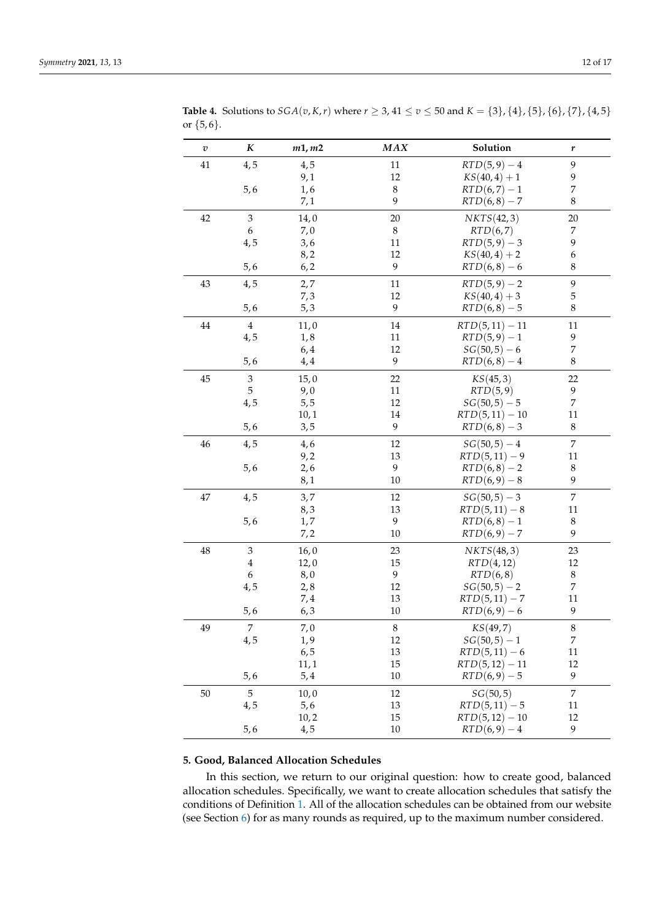**Table 4.** Solutions to $SGA(v, K, r)$ where $r \geq 3$, $41 \leq v \leq 50$ and $K = \{3\}, \{4\}, \{5\}, \{6\}, \{7\}, \{4, 5\}$ or $\{5, 6\}$.

| $v$ | $K$ | $m1, m2$ | $MAX$ | Solution | $r$ |
|---|---|---|---|---|---|
| 41 | 4, 5 | 4, 5 | 11 | $RTD(5, 9) - 4$ | 9 |
| | | 9, 1 | 12 | $KS(40, 4) + 1$ | 9 |
| | 5, 6 | 1, 6 | 8 | $RTD(6, 7) - 1$ | 7 |
| | | 7, 1 | 9 | $RTD(6, 8) - 7$ | 8 |
| 42 | 3 | 14, 0 | 20 | $NKTS(42, 3)$ | 20 |
| | 6 | 7, 0 | 8 | $RTD(6, 7)$ | 7 |
| | 4, 5 | 3, 6 | 11 | $RTD(5, 9) - 3$ | 9 |
| | | 8, 2 | 12 | $KS(40, 4) + 2$ | 6 |
| | 5, 6 | 6, 2 | 9 | $RTD(6, 8) - 6$ | 8 |
| 43 | 4, 5 | 2, 7 | 11 | $RTD(5, 9) - 2$ | 9 |
| | | 7, 3 | 12 | $KS(40, 4) + 3$ | 5 |
| | 5, 6 | 5, 3 | 9 | $RTD(6, 8) - 5$ | 8 |
| 44 | 4 | 11, 0 | 14 | $RTD(5, 11) - 11$ | 11 |
| | 4, 5 | 1, 8 | 11 | $RTD(5, 9) - 1$ | 9 |
| | | 6, 4 | 12 | $SG(50, 5) - 6$ | 7 |
| | 5, 6 | 4, 4 | 9 | $RTD(6, 8) - 4$ | 8 |
| 45 | 3 | 15, 0 | 22 | $KS(45, 3)$ | 22 |
| | 5 | 9, 0 | 11 | $RTD(5, 9)$ | 9 |
| | 4, 5 | 5, 5 | 12 | $SG(50, 5) - 5$ | 7 |
| | | 10, 1 | 14 | $RTD(5, 11) - 10$ | 11 |
| | 5, 6 | 3, 5 | 9 | $RTD(6, 8) - 3$ | 8 |
| 46 | 4, 5 | 4, 6 | 12 | $SG(50, 5) - 4$ | 7 |
| | | 9, 2 | 13 | $RTD(5, 11) - 9$ | 11 |
| | 5, 6 | 2, 6 | 9 | $RTD(6, 8) - 2$ | 8 |
| | | 8, 1 | 10 | $RTD(6, 9) - 8$ | 9 |
| 47 | 4, 5 | 3, 7 | 12 | $SG(50, 5) - 3$ | 7 |
| | | 8, 3 | 13 | $RTD(5, 11) - 8$ | 11 |
| | 5, 6 | 1, 7 | 9 | $RTD(6, 8) - 1$ | 8 |
| | | 7, 2 | 10 | $RTD(6, 9) - 7$ | 9 |
| 48 | 3 | 16, 0 | 23 | $NKTS(48, 3)$ | 23 |
| | 4 | 12, 0 | 15 | $RTD(4, 12)$ | 12 |
| | 6 | 8, 0 | 9 | $RTD(6, 8)$ | 8 |
| | 4, 5 | 2, 8 | 12 | $SG(50, 5) - 2$ | 7 |
| | | 7, 4 | 13 | $RTD(5, 11) - 7$ | 11 |
| | 5, 6 | 6, 3 | 10 | $RTD(6, 9) - 6$ | 9 |
| 49 | 7 | 7, 0 | 8 | $KS(49, 7)$ | 8 |
| | 4, 5 | 1, 9 | 12 | $SG(50, 5) - 1$ | 7 |
| | | 6, 5 | 13 | $RTD(5, 11) - 6$ | 11 |
| | | 11, 1 | 15 | $RTD(5, 12) - 11$ | 12 |
| | 5, 6 | 5, 4 | 10 | $RTD(6, 9) - 5$ | 9 |
| 50 | 5 | 10, 0 | 12 | $SG(50, 5)$ | 7 |
| | 4, 5 | 5, 6 | 13 | $RTD(5, 11) - 5$ | 11 |
| | | 10, 2 | 15 | $RTD(5, 12) - 10$ | 12 |
| | 5, 6 | 4, 5 | 10 | $RTD(6, 9) - 4$ | 9 |

## 5. Good, Balanced Allocation Schedules

In this section, we return to our original question: how to create good, balanced allocation schedules. Specifically, we want to create allocation schedules that satisfy the conditions of Definition 1. All of the allocation schedules can be obtained from our website (see Section 6) for as many rounds as required, up to the maximum number considered.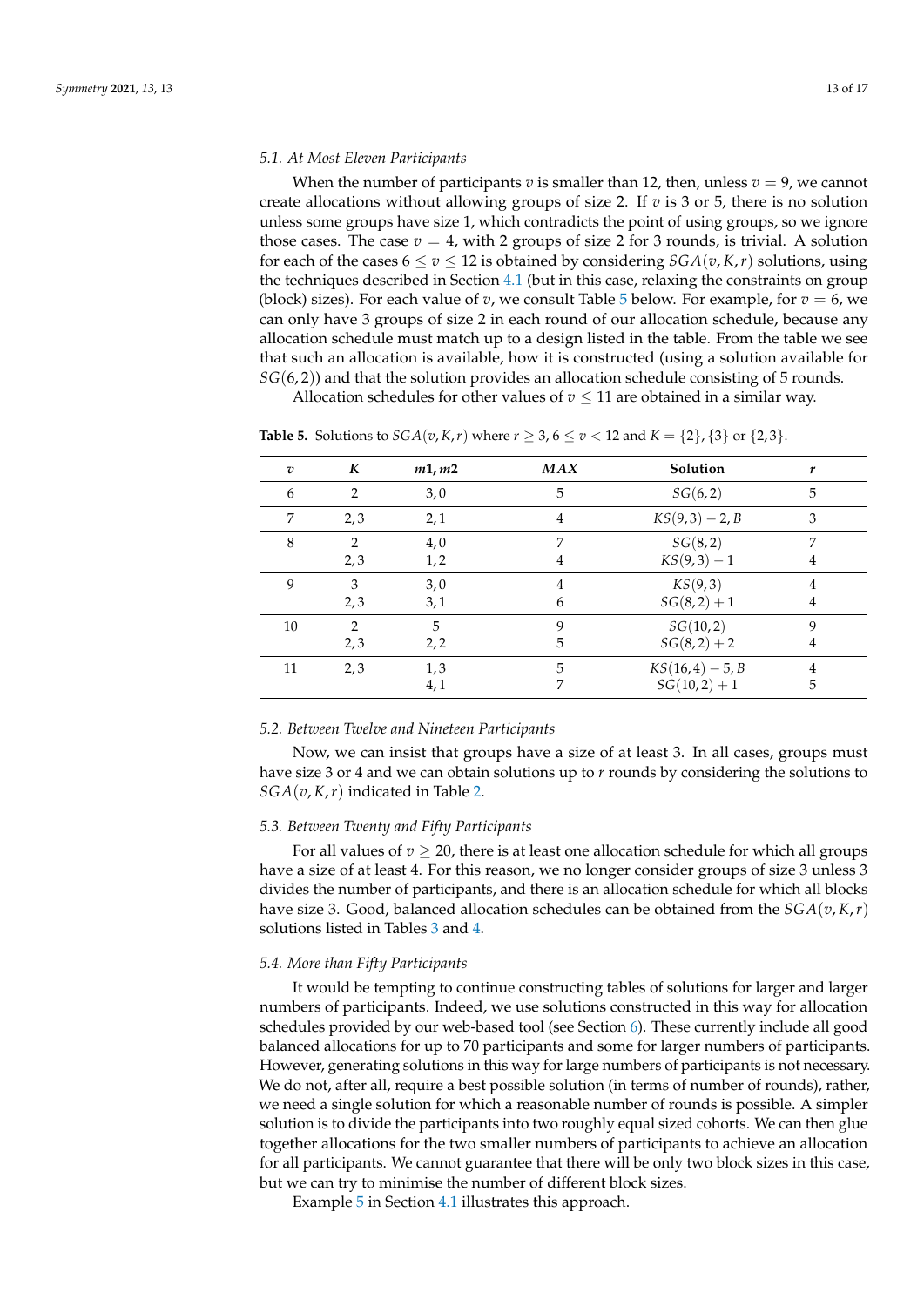### 5.1. At Most Eleven Participants

When the number of participants $v$ is smaller than 12, then, unless $v = 9$, we cannot create allocations without allowing groups of size 2. If $v$ is 3 or 5, there is no solution unless some groups have size 1, which contradicts the point of using groups, so we ignore those cases. The case $v = 4$, with 2 groups of size 2 for 3 rounds, is trivial. A solution for each of the cases $6 \leq v \leq 12$ is obtained by considering $SGA(v, K, r)$ solutions, using the techniques described in Section 4.1 (but in this case, relaxing the constraints on group (block) sizes). For each value of $v$, we consult Table 5 below. For example, for $v = 6$, we can only have 3 groups of size 2 in each round of our allocation schedule, because any allocation schedule must match up to a design listed in the table. From the table we see that such an allocation is available, how it is constructed (using a solution available for $SG(6, 2)$) and that the solution provides an allocation schedule consisting of 5 rounds.

Allocation schedules for other values of $v \leq 11$ are obtained in a similar way.

**Table 5.** Solutions to $SGA(v, K, r)$ where $r \geq 3$, $6 \leq v < 12$ and $K = \{2\}, \{3\}$ or $\{2, 3\}$.

| $v$ | $K$ | $m1, m2$ | $MAX$ | Solution | $r$ |
|---|---|---|---|---|---|
| 6 | 2 | 3, 0 | 5 | $SG(6, 2)$ | 5 |
| 7 | 2, 3 | 2, 1 | 4 | $KS(9, 3) - 2, B$ | 3 |
| 8 | 2 | 4, 0 | 7 | $SG(8, 2)$ | 7 |
| | 2, 3 | 1, 2 | 4 | $KS(9, 3) - 1$ | 4 |
| 9 | 3 | 3, 0 | 4 | $KS(9, 3)$ | 4 |
| | 2, 3 | 3, 1 | 6 | $SG(8, 2) + 1$ | 4 |
| 10 | 2 | 5 | 9 | $SG(10, 2)$ | 9 |
| | 2, 3 | 2, 2 | 5 | $SG(8, 2) + 2$ | 4 |
| 11 | 2, 3 | 1, 3 | 5 | $KS(16, 4) - 5, B$ | 4 |
| | | 4, 1 | 7 | $SG(10, 2) + 1$ | 5 |

### 5.2. Between Twelve and Nineteen Participants

Now, we can insist that groups have a size of at least 3. In all cases, groups must have size 3 or 4 and we can obtain solutions up to $r$ rounds by considering the solutions to $SGA(v, K, r)$ indicated in Table 2.

### 5.3. Between Twenty and Fifty Participants

For all values of $v \geq 20$, there is at least one allocation schedule for which all groups have a size of at least 4. For this reason, we no longer consider groups of size 3 unless 3 divides the number of participants, and there is an allocation schedule for which all blocks have size 3. Good, balanced allocation schedules can be obtained from the $SGA(v, K, r)$ solutions listed in Tables 3 and 4.

### 5.4. More than Fifty Participants

It would be tempting to continue constructing tables of solutions for larger and larger numbers of participants. Indeed, we use solutions constructed in this way for allocation schedules provided by our web-based tool (see Section 6). These currently include all good balanced allocations for up to 70 participants and some for larger numbers of participants. However, generating solutions in this way for large numbers of participants is not necessary. We do not, after all, require a best possible solution (in terms of number of rounds), rather, we need a single solution for which a reasonable number of rounds is possible. A simpler solution is to divide the participants into two roughly equal sized cohorts. We can then glue together allocations for the two smaller numbers of participants to achieve an allocation for all participants. We cannot guarantee that there will be only two block sizes in this case, but we can try to minimise the number of different block sizes.

Example 5 in Section 4.1 illustrates this approach.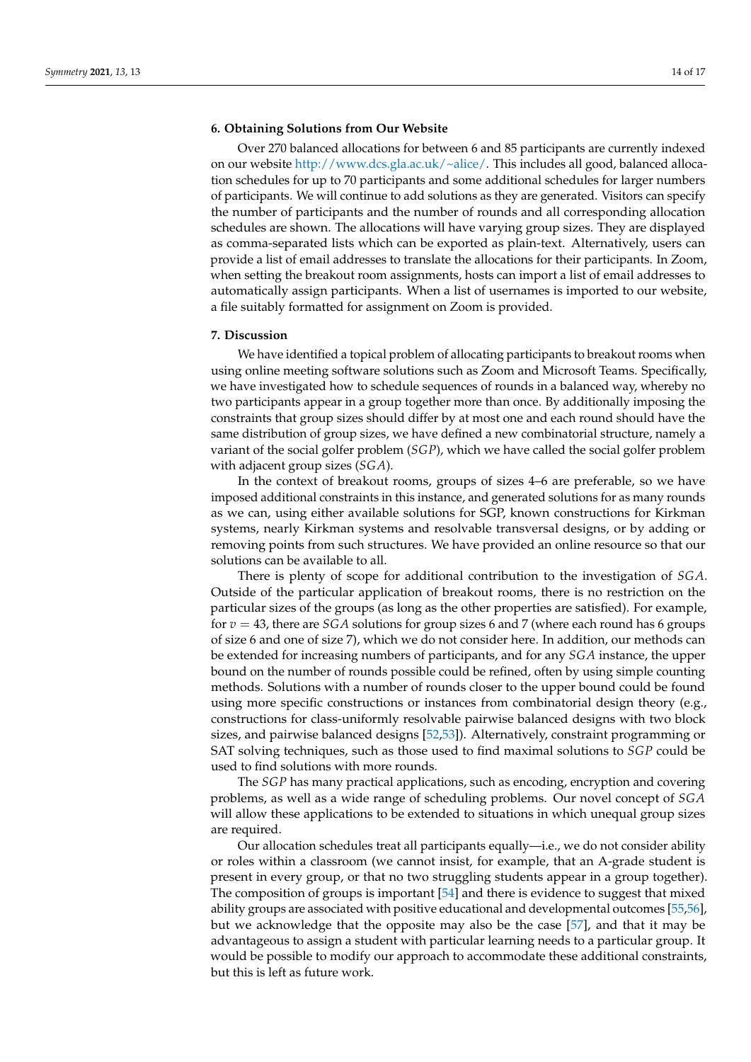## 6. Obtaining Solutions from Our Website

Over 270 balanced allocations for between 6 and 85 participants are currently indexed on our website http://www.dcs.gla.ac.uk/~alice/. This includes all good, balanced allocation schedules for up to 70 participants and some additional schedules for larger numbers of participants. We will continue to add solutions as they are generated. Visitors can specify the number of participants and the number of rounds and all corresponding allocation schedules are shown. The allocations will have varying group sizes. They are displayed as comma-separated lists which can be exported as plain-text. Alternatively, users can provide a list of email addresses to translate the allocations for their participants. In Zoom, when setting the breakout room assignments, hosts can import a list of email addresses to automatically assign participants. When a list of usernames is imported to our website, a file suitably formatted for assignment on Zoom is provided.

## 7. Discussion

We have identified a topical problem of allocating participants to breakout rooms when using online meeting software solutions such as Zoom and Microsoft Teams. Specifically, we have investigated how to schedule sequences of rounds in a balanced way, whereby no two participants appear in a group together more than once. By additionally imposing the constraints that group sizes should differ by at most one and each round should have the same distribution of group sizes, we have defined a new combinatorial structure, namely a variant of the social golfer problem (*SGP*), which we have called the social golfer problem with adjacent group sizes (*SGA*).

In the context of breakout rooms, groups of sizes 4–6 are preferable, so we have imposed additional constraints in this instance, and generated solutions for as many rounds as we can, using either available solutions for SGP, known constructions for Kirkman systems, nearly Kirkman systems and resolvable transversal designs, or by adding or removing points from such structures. We have provided an online resource so that our solutions can be available to all.

There is plenty of scope for additional contribution to the investigation of *SGA*. Outside of the particular application of breakout rooms, there is no restriction on the particular sizes of the groups (as long as the other properties are satisfied). For example, for $v = 43$, there are *SGA* solutions for group sizes 6 and 7 (where each round has 6 groups of size 6 and one of size 7), which we do not consider here. In addition, our methods can be extended for increasing numbers of participants, and for any *SGA* instance, the upper bound on the number of rounds possible could be refined, often by using simple counting methods. Solutions with a number of rounds closer to the upper bound could be found using more specific constructions or instances from combinatorial design theory (e.g., constructions for class-uniformly resolvable pairwise balanced designs with two block sizes, and pairwise balanced designs [52,53]). Alternatively, constraint programming or SAT solving techniques, such as those used to find maximal solutions to *SGP* could be used to find solutions with more rounds.

The *SGP* has many practical applications, such as encoding, encryption and covering problems, as well as a wide range of scheduling problems. Our novel concept of *SGA* will allow these applications to be extended to situations in which unequal group sizes are required.

Our allocation schedules treat all participants equally—i.e., we do not consider ability or roles within a classroom (we cannot insist, for example, that an A-grade student is present in every group, or that no two struggling students appear in a group together). The composition of groups is important [54] and there is evidence to suggest that mixed ability groups are associated with positive educational and developmental outcomes [55,56], but we acknowledge that the opposite may also be the case [57], and that it may be advantageous to assign a student with particular learning needs to a particular group. It would be possible to modify our approach to accommodate these additional constraints, but this is left as future work.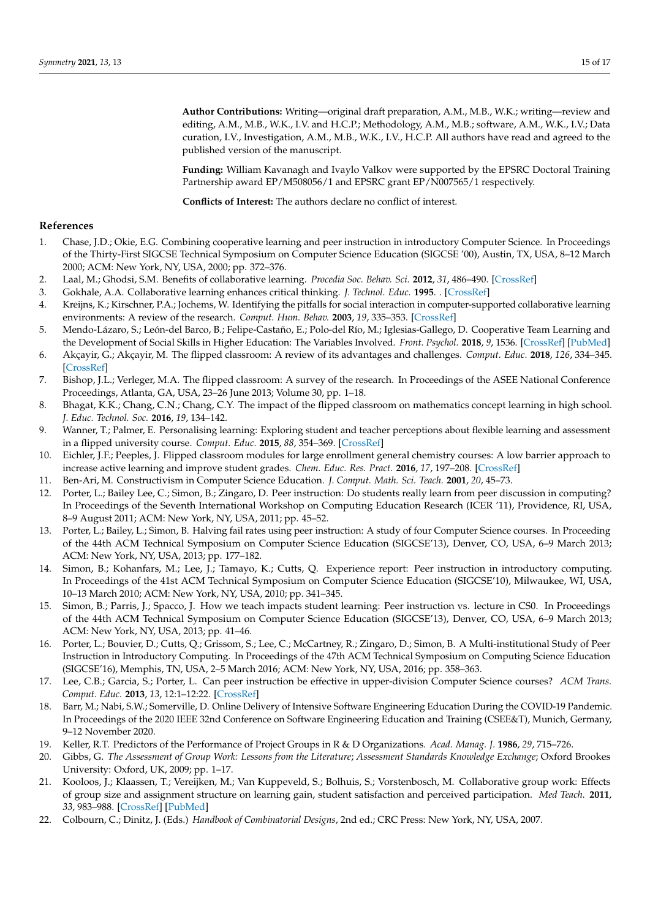**Author Contributions:** Writing—original draft preparation, A.M., M.B., W.K.; writing—review and editing, A.M., M.B., W.K., I.V. and H.C.P.; Methodology, A.M., M.B.; software, A.M., W.K., I.V.; Data curation, I.V., Investigation, A.M., M.B., W.K., I.V., H.C.P. All authors have read and agreed to the published version of the manuscript.

**Funding:** William Kavanagh and Ivaylo Valkov were supported by the EPSRC Doctoral Training Partnership award EP/M508056/1 and EPSRC grant EP/N007565/1 respectively.

**Conflicts of Interest:** The authors declare no conflict of interest.

## References

1. Chase, J.D.; Okie, E.G. Combining cooperative learning and peer instruction in introductory Computer Science. In Proceedings of the Thirty-First SIGCSE Technical Symposium on Computer Science Education (SIGCSE '00), Austin, TX, USA, 8–12 March 2000; ACM: New York, NY, USA, 2000; pp. 372–376.
2. Laal, M.; Ghodsi, S.M. Benefits of collaborative learning. *Procedia Soc. Behav. Sci.* **2012**, *31*, 486–490. [CrossRef]
3. Gokhale, A.A. Collaborative learning enhances critical thinking. *J. Technol. Educ.* **1995**. . [CrossRef]
4. Kreijns, K.; Kirschner, P.A.; Jochems, W. Identifying the pitfalls for social interaction in computer-supported collaborative learning environments: A review of the research. *Comput. Hum. Behav.* **2003**, *19*, 335–353. [CrossRef]
5. Mendo-Lázaro, S.; León-del Barco, B.; Felipe-Castaño, E.; Polo-del Río, M.; Iglesias-Gallego, D. Cooperative Team Learning and the Development of Social Skills in Higher Education: The Variables Involved. *Front. Psychol.* **2018**, *9*, 1536. [CrossRef] [PubMed]
6. Akçayir, G.; Akçayir, M. The flipped classroom: A review of its advantages and challenges. *Comput. Educ.* **2018**, *126*, 334–345. [CrossRef]
7. Bishop, J.L.; Verleger, M.A. The flipped classroom: A survey of the research. In Proceedings of the ASEE National Conference Proceedings, Atlanta, GA, USA, 23–26 June 2013; Volume 30, pp. 1–18.
8. Bhagat, K.K.; Chang, C.N.; Chang, C.Y. The impact of the flipped classroom on mathematics concept learning in high school. *J. Educ. Technol. Soc.* **2016**, *19*, 134–142.
9. Wanner, T.; Palmer, E. Personalising learning: Exploring student and teacher perceptions about flexible learning and assessment in a flipped university course. *Comput. Educ.* **2015**, *88*, 354–369. [CrossRef]
10. Eichler, J.F.; Peeples, J. Flipped classroom modules for large enrollment general chemistry courses: A low barrier approach to increase active learning and improve student grades. *Chem. Educ. Res. Pract.* **2016**, *17*, 197–208. [CrossRef]
11. Ben-Ari, M. Constructivism in Computer Science Education. *J. Comput. Math. Sci. Teach.* **2001**, *20*, 45–73.
12. Porter, L.; Bailey Lee, C.; Simon, B.; Zingaro, D. Peer instruction: Do students really learn from peer discussion in computing? In Proceedings of the Seventh International Workshop on Computing Education Research (ICER '11), Providence, RI, USA, 8–9 August 2011; ACM: New York, NY, USA, 2011; pp. 45–52.
13. Porter, L.; Bailey, L.; Simon, B. Halving fail rates using peer instruction: A study of four Computer Science courses. In Proceeding of the 44th ACM Technical Symposium on Computer Science Education (SIGCSE'13), Denver, CO, USA, 6–9 March 2013; ACM: New York, NY, USA, 2013; pp. 177–182.
14. Simon, B.; Kohanfars, M.; Lee, J.; Tamayo, K.; Cutts, Q. Experience report: Peer instruction in introductory computing. In Proceedings of the 41st ACM Technical Symposium on Computer Science Education (SIGCSE'10), Milwaukee, WI, USA, 10–13 March 2010; ACM: New York, NY, USA, 2010; pp. 341–345.
15. Simon, B.; Parris, J.; Spacco, J. How we teach impacts student learning: Peer instruction vs. lecture in CS0. In Proceedings of the 44th ACM Technical Symposium on Computer Science Education (SIGCSE'13), Denver, CO, USA, 6–9 March 2013; ACM: New York, NY, USA, 2013; pp. 41–46.
16. Porter, L.; Bouvier, D.; Cutts, Q.; Grissom, S.; Lee, C.; McCartney, R.; Zingaro, D.; Simon, B. A Multi-institutional Study of Peer Instruction in Introductory Computing. In Proceedings of the 47th ACM Technical Symposium on Computing Science Education (SIGCSE'16), Memphis, TN, USA, 2–5 March 2016; ACM: New York, NY, USA, 2016; pp. 358–363.
17. Lee, C.B.; Garcia, S.; Porter, L. Can peer instruction be effective in upper-division Computer Science courses? *ACM Trans. Comput. Educ.* **2013**, *13*, 12:1–12:22. [CrossRef]
18. Barr, M.; Nabi, S.W.; Somerville, D. Online Delivery of Intensive Software Engineering Education During the COVID-19 Pandemic. In Proceedings of the 2020 IEEE 32nd Conference on Software Engineering Education and Training (CSEE&T), Munich, Germany, 9–12 November 2020.
19. Keller, R.T. Predictors of the Performance of Project Groups in R & D Organizations. *Acad. Manag. J.* **1986**, *29*, 715–726.
20. Gibbs, G. *The Assessment of Group Work: Lessons from the Literature*; *Assessment Standards Knowledge Exchange*; Oxford Brookes University: Oxford, UK, 2009; pp. 1–17.
21. Kooloos, J.; Klaassen, T.; Vereijken, M.; Van Kuppeveld, S.; Bolhuis, S.; Vorstenbosch, M. Collaborative group work: Effects of group size and assignment structure on learning gain, student satisfaction and perceived participation. *Med Teach.* **2011**, *33*, 983–988. [CrossRef] [PubMed]
22. Colbourn, C.; Dinitz, J. (Eds.) *Handbook of Combinatorial Designs*, 2nd ed.; CRC Press: New York, NY, USA, 2007.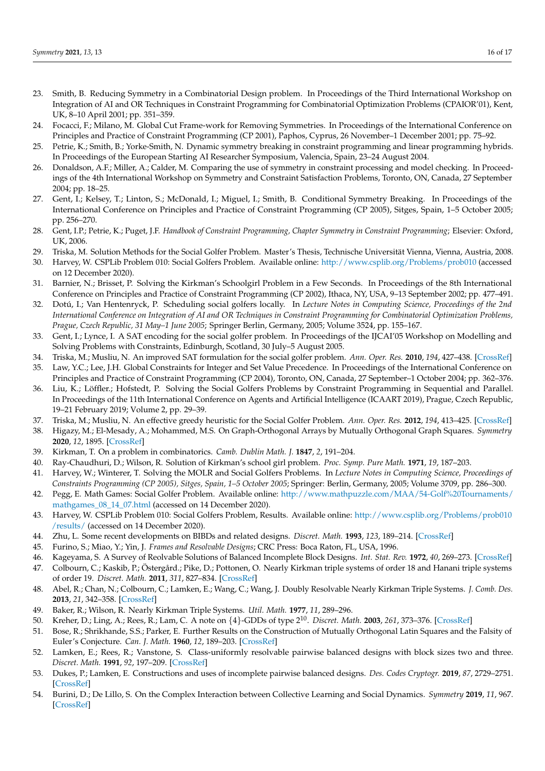23. Smith, B. Reducing Symmetry in a Combinatorial Design problem. In Proceedings of the Third International Workshop on Integration of AI and OR Techniques in Constraint Programming for Combinatorial Optimization Problems (CPAIOR'01), Kent, UK, 8–10 April 2001; pp. 351–359.
24. Focacci, F.; Milano, M. Global Cut Frame-work for Removing Symmetries. In Proceedings of the International Conference on Principles and Practice of Constraint Programming (CP 2001), Paphos, Cyprus, 26 November–1 December 2001; pp. 75–92.
25. Petrie, K.; Smith, B.; Yorke-Smith, N. Dynamic symmetry breaking in constraint programming and linear programming hybrids. In Proceedings of the European Starting AI Researcher Symposium, Valencia, Spain, 23–24 August 2004.
26. Donaldson, A.F.; Miller, A.; Calder, M. Comparing the use of symmetry in constraint processing and model checking. In Proceedings of the 4th International Workshop on Symmetry and Constraint Satisfaction Problems, Toronto, ON, Canada, 27 September 2004; pp. 18–25.
27. Gent, I.; Kelsey, T.; Linton, S.; McDonald, I.; Miguel, I.; Smith, B. Conditional Symmetry Breaking. In Proceedings of the International Conference on Principles and Practice of Constraint Programming (CP 2005), Sitges, Spain, 1–5 October 2005; pp. 256–270.
28. Gent, I.P.; Petrie, K.; Puget, J.F. *Handbook of Constraint Programming, Chapter Symmetry in Constraint Programming*; Elsevier: Oxford, UK, 2006.
29. Triska, M. Solution Methods for the Social Golfer Problem. Master's Thesis, Technische Universität Vienna, Vienna, Austria, 2008.
30. Harvey, W. CSPLib Problem 010: Social Golfers Problem. Available online: http://www.csplib.org/Problems/prob010 (accessed on 12 December 2020).
31. Barnier, N.; Brisset, P. Solving the Kirkman's Schoolgirl Problem in a Few Seconds. In Proceedings of the 8th International Conference on Principles and Practice of Constraint Programming (CP 2002), Ithaca, NY, USA, 9–13 September 2002; pp. 477–491.
32. Dotú, I.; Van Hentenryck, P. Scheduling social golfers locally. In *Lecture Notes in Computing Science, Proceedings of the 2nd International Conference on Integration of AI and OR Techniques in Constraint Programming for Combinatorial Optimization Problems, Prague, Czech Republic, 31 May–1 June 2005*; Springer Berlin, Germany, 2005; Volume 3524, pp. 155–167.
33. Gent, I.; Lynce, I. A SAT encoding for the social golfer problem. In Proceedings of the IJCAI'05 Workshop on Modelling and Solving Problems with Constraints, Edinburgh, Scotland, 30 July–5 August 2005.
34. Triska, M.; Musliu, N. An improved SAT formulation for the social golfer problem. *Ann. Oper. Res.* **2010**, *194*, 427–438. [CrossRef]
35. Law, Y.C.; Lee, J.H. Global Constraints for Integer and Set Value Precedence. In Proceedings of the International Conference on Principles and Practice of Constraint Programming (CP 2004), Toronto, ON, Canada, 27 September–1 October 2004; pp. 362–376.
36. Liu, K.; Löffler.; Hofstedt, P. Solving the Social Golfers Problems by Constraint Programming in Sequential and Parallel. In Proceedings of the 11th International Conference on Agents and Artificial Intelligence (ICAART 2019), Prague, Czech Republic, 19–21 February 2019; Volume 2, pp. 29–39.
37. Triska, M.; Musliu, N. An effective greedy heuristic for the Social Golfer Problem. *Ann. Oper. Res.* **2012**, *194*, 413–425. [CrossRef]
38. Higazy, M.; El-Mesady, A.; Mohammed, M.S. On Graph-Orthogonal Arrays by Mutually Orthogonal Graph Squares. *Symmetry* **2020**, *12*, 1895. [CrossRef]
39. Kirkman, T. On a problem in combinatorics. *Camb. Dublin Math. J.* **1847**, *2*, 191–204.
40. Ray-Chaudhuri, D.; Wilson, R. Solution of Kirkman's school girl problem. *Proc. Symp. Pure Math.* **1971**, *19*, 187–203.
41. Harvey, W.; Winterer, T. Solving the MOLR and Social Golfers Problems. In *Lecture Notes in Computing Science, Proceedings of Constraints Programming (CP 2005), Sitges, Spain, 1–5 October 2005*; Springer: Berlin, Germany, 2005; Volume 3709, pp. 286–300.
42. Pegg, E. Math Games: Social Golfer Problem. Available online: http://www.mathpuzzle.com/MAA/54-Golf%20Tournaments/mathgames_08_14_07.html (accessed on 14 December 2020).
43. Harvey, W. CSPLib Problem 010: Social Golfers Problem, Results. Available online: http://www.csplib.org/Problems/prob010/results/ (accessed on 14 December 2020).
44. Zhu, L. Some recent developments on BIBDs and related designs. *Discret. Math.* **1993**, *123*, 189–214. [CrossRef]
45. Furino, S.; Miao, Y.; Yin, J. *Frames and Resolvable Designs*; CRC Press: Boca Raton, FL, USA, 1996.
46. Kageyama, S. A Survey of Reolvable Solutions of Balanced Incomplete Block Designs. *Int. Stat. Rev.* **1972**, *40*, 269–273. [CrossRef]
47. Colbourn, C.; Kaskib, P.; Östergård.; Pike, D.; Pottonen, O. Nearly Kirkman triple systems of order 18 and Hanani triple systems of order 19. *Discret. Math.* **2011**, *311*, 827–834. [CrossRef]
48. Abel, R.; Chan, N.; Colbourn, C.; Lamken, E.; Wang, C.; Wang, J. Doubly Resolvable Nearly Kirkman Triple Systems. *J. Comb. Des.* **2013**, *21*, 342–358. [CrossRef]
49. Baker, R.; Wilson, R. Nearly Kirkman Triple Systems. *Util. Math.* **1977**, *11*, 289–296.
50. Kreher, D.; Ling, A.; Rees, R.; Lam, C. A note on $\{4\}$-GDDs of type $2^{10}$. *Discret. Math.* **2003**, *261*, 373–376. [CrossRef]
51. Bose, R.; Shrikhande, S.S.; Parker, E. Further Results on the Construction of Mutually Orthogonal Latin Squares and the Falsity of Euler's Conjecture. *Can. J. Math.* **1960**, *12*, 189–203. [CrossRef]
52. Lamken, E.; Rees, R.; Vanstone, S. Class-uniformly resolvable pairwise balanced designs with block sizes two and three. *Discret. Math.* **1991**, *92*, 197–209. [CrossRef]
53. Dukes, P.; Lamken, E. Constructions and uses of incomplete pairwise balanced designs. *Des. Codes Cryptogr.* **2019**, *87*, 2729–2751. [CrossRef]
54. Burini, D.; De Lillo, S. On the Complex Interaction between Collective Learning and Social Dynamics. *Symmetry* **2019**, *11*, 967. [CrossRef]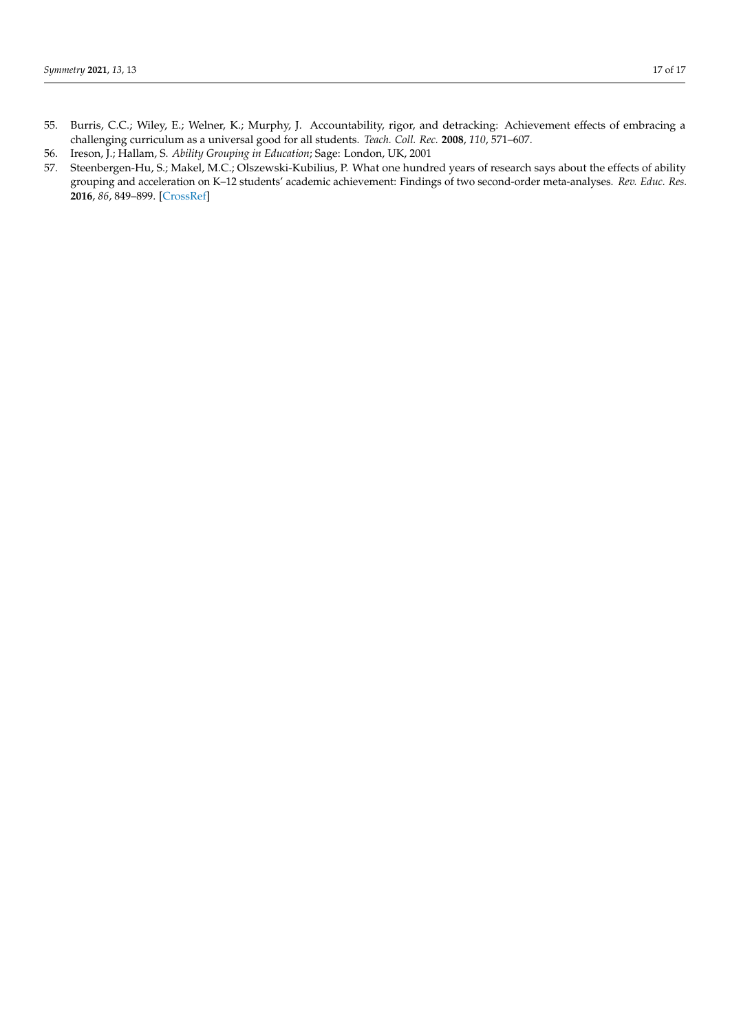55. Burris, C.C.; Wiley, E.; Welner, K.; Murphy, J. Accountability, rigor, and detracking: Achievement effects of embracing a challenging curriculum as a universal good for all students. *Teach. Coll. Rec.* **2008**, *110*, 571–607.
56. Ireson, J.; Hallam, S. *Ability Grouping in Education*; Sage: London, UK, 2001
57. Steenbergen-Hu, S.; Makel, M.C.; Olszewski-Kubilius, P. What one hundred years of research says about the effects of ability grouping and acceleration on K–12 students' academic achievement: Findings of two second-order meta-analyses. *Rev. Educ. Res.* **2016**, *86*, 849–899. [CrossRef]